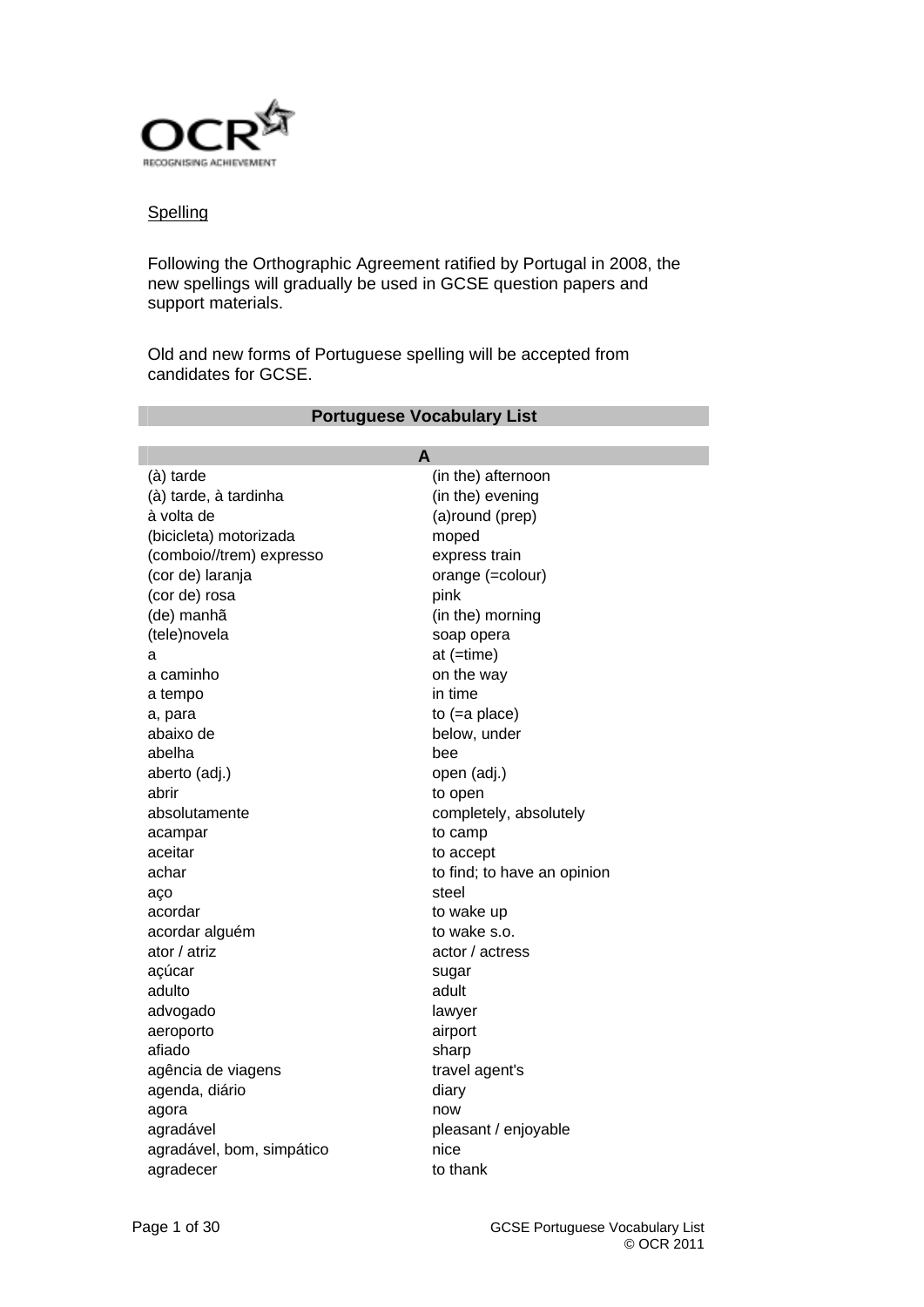## Spelling

Following the Orthographic Agreement ratified by Portugal in 2008, the new spellings will gradually be used in GCSE question papers and support materials.

Old and new forms of Portuguese spelling will be accepted from candidates for GCSE.

# Portuguese Vocabulary List

## A

| | |
|---|---|
| (à) tarde | (in the) afternoon |
| (à) tarde, à tardinha | (in the) evening |
| à volta de | (a)round (prep) |
| (bicicleta) motorizada | moped |
| (comboio//trem) expresso | express train |
| (cor de) laranja | orange (=colour) |
| (cor de) rosa | pink |
| (de) manhã | (in the) morning |
| (tele)novela | soap opera |
| a | at (=time) |
| a caminho | on the way |
| a tempo | in time |
| a, para | to (=a place) |
| abaixo de | below, under |
| abelha | bee |
| aberto (adj.) | open (adj.) |
| abrir | to open |
| absolutamente | completely, absolutely |
| acampar | to camp |
| aceitar | to accept |
| achar | to find; to have an opinion |
| aço | steel |
| acordar | to wake up |
| acordar alguém | to wake s.o. |
| ator / atriz | actor / actress |
| açúcar | sugar |
| adulto | adult |
| advogado | lawyer |
| aeroporto | airport |
| afiado | sharp |
| agência de viagens | travel agent's |
| agenda, diário | diary |
| agora | now |
| agradável | pleasant / enjoyable |
| agradável, bom, simpático | nice |
| agradecer | to thank |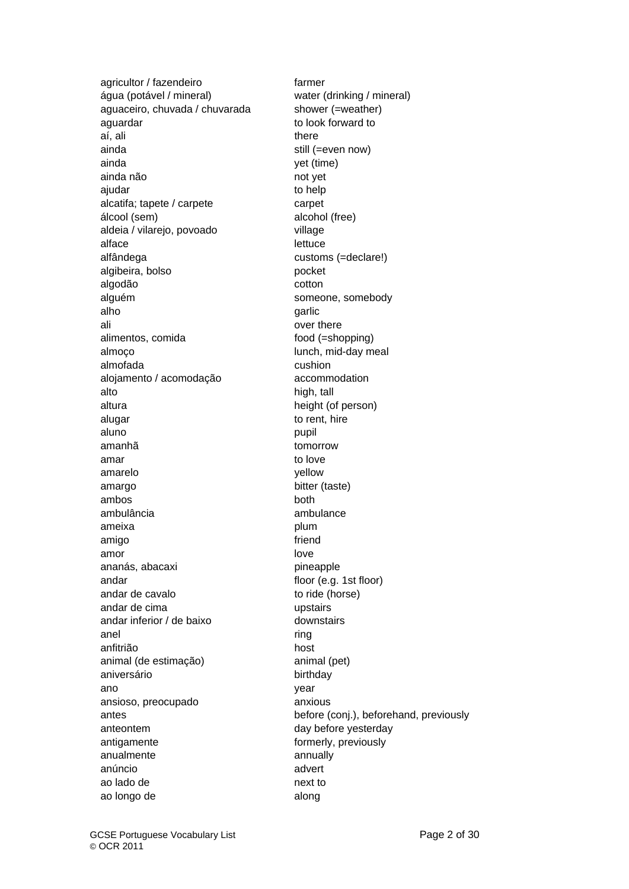| | |
|---|---|
| agricultor / fazendeiro | farmer |
| água (potável / mineral) | water (drinking / mineral) |
| aguaceiro, chuvada / chuvarada | shower (=weather) |
| aguardar | to look forward to |
| aí, ali | there |
| ainda | still (=even now) |
| ainda | yet (time) |
| ainda não | not yet |
| ajudar | to help |
| alcatifa; tapete / carpete | carpet |
| álcool (sem) | alcohol (free) |
| aldeia / vilarejo, povoado | village |
| alface | lettuce |
| alfândega | customs (=declare!) |
| algibeira, bolso | pocket |
| algodão | cotton |
| alguém | someone, somebody |
| alho | garlic |
| ali | over there |
| alimentos, comida | food (=shopping) |
| almoço | lunch, mid-day meal |
| almofada | cushion |
| alojamento / acomodação | accommodation |
| alto | high, tall |
| altura | height (of person) |
| alugar | to rent, hire |
| aluno | pupil |
| amanhã | tomorrow |
| amar | to love |
| amarelo | yellow |
| amargo | bitter (taste) |
| ambos | both |
| ambulância | ambulance |
| ameixa | plum |
| amigo | friend |
| amor | love |
| ananás, abacaxi | pineapple |
| andar | floor (e.g. 1st floor) |
| andar de cavalo | to ride (horse) |
| andar de cima | upstairs |
| andar inferior / de baixo | downstairs |
| anel | ring |
| anfitrião | host |
| animal (de estimação) | animal (pet) |
| aniversário | birthday |
| ano | year |
| ansioso, preocupado | anxious |
| antes | before (conj.), beforehand, previously |
| anteontem | day before yesterday |
| antigamente | formerly, previously |
| anualmente | annually |
| anúncio | advert |
| ao lado de | next to |
| ao longo de | along |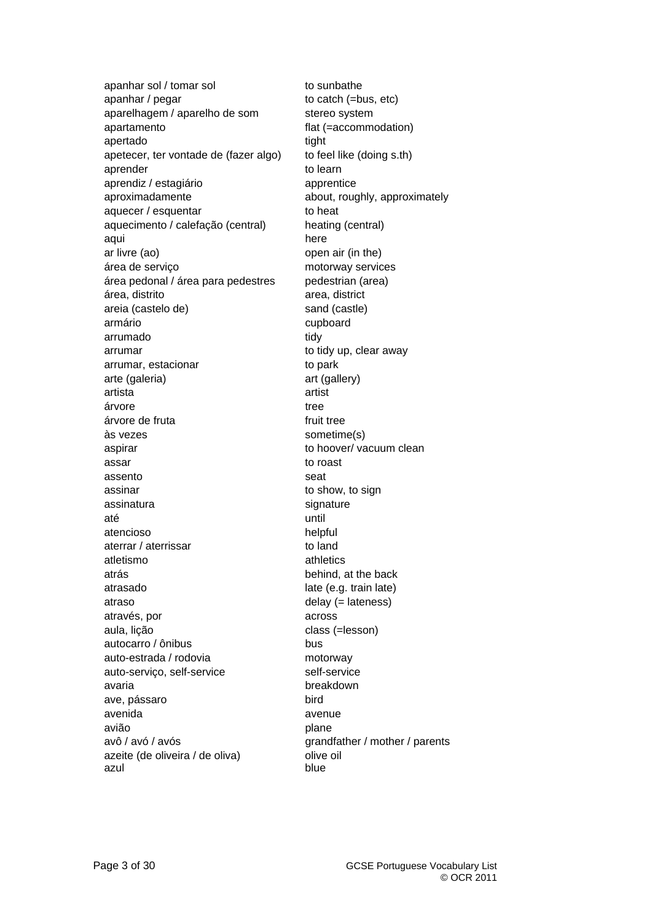| | |
|---|---|
| apanhar sol / tomar sol | to sunbathe |
| apanhar / pegar | to catch (=bus, etc) |
| aparelhagem / aparelho de som | stereo system |
| apartamento | flat (=accommodation) |
| apertado | tight |
| apetecer, ter vontade de (fazer algo) | to feel like (doing s.th) |
| aprender | to learn |
| aprendiz / estagiário | apprentice |
| aproximadamente | about, roughly, approximately |
| aquecer / esquentar | to heat |
| aquecimento / calefação (central) | heating (central) |
| aqui | here |
| ar livre (ao) | open air (in the) |
| área de serviço | motorway services |
| área pedonal / área para pedestres | pedestrian (area) |
| área, distrito | area, district |
| areia (castelo de) | sand (castle) |
| armário | cupboard |
| arrumado | tidy |
| arrumar | to tidy up, clear away |
| arrumar, estacionar | to park |
| arte (galeria) | art (gallery) |
| artista | artist |
| árvore | tree |
| árvore de fruta | fruit tree |
| às vezes | sometime(s) |
| aspirar | to hoover/ vacuum clean |
| assar | to roast |
| assento | seat |
| assinar | to show, to sign |
| assinatura | signature |
| até | until |
| atencioso | helpful |
| aterrar / aterrissar | to land |
| atletismo | athletics |
| atrás | behind, at the back |
| atrasado | late (e.g. train late) |
| atraso | delay (= lateness) |
| através, por | across |
| aula, lição | class (=lesson) |
| autocarro / ônibus | bus |
| auto-estrada / rodovia | motorway |
| auto-serviço, self-service | self-service |
| avaria | breakdown |
| ave, pássaro | bird |
| avenida | avenue |
| avião | plane |
| avô / avó / avós | grandfather / mother / parents |
| azeite (de oliveira / de oliva) | olive oil |
| azul | blue |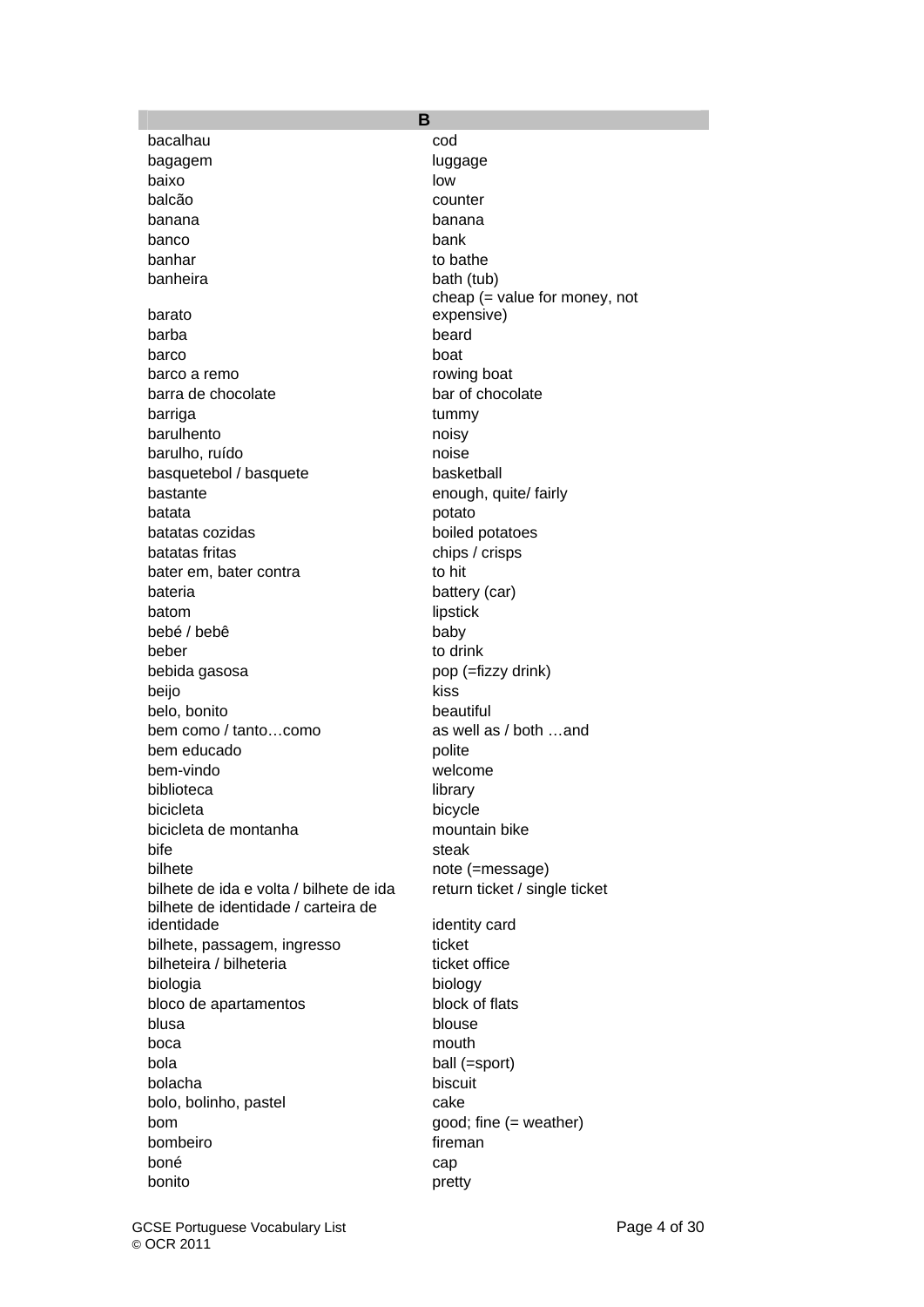| B | |
|---|---|
| bacalhau | cod |
| bagagem | luggage |
| baixo | low |
| balcão | counter |
| banana | banana |
| banco | bank |
| banhar | to bathe |
| banheira | bath (tub) |
| barato | cheap (= value for money, not expensive) |
| barba | beard |
| barco | boat |
| barco a remo | rowing boat |
| barra de chocolate | bar of chocolate |
| barriga | tummy |
| barulhento | noisy |
| barulho, ruído | noise |
| basquetebol / basquete | basketball |
| bastante | enough, quite/ fairly |
| batata | potato |
| batatas cozidas | boiled potatoes |
| batatas fritas | chips / crisps |
| bater em, bater contra | to hit |
| bateria | battery (car) |
| batom | lipstick |
| bebé / bebê | baby |
| beber | to drink |
| bebida gasosa | pop (=fizzy drink) |
| beijo | kiss |
| belo, bonito | beautiful |
| bem como / tanto…como | as well as / both …and |
| bem educado | polite |
| bem-vindo | welcome |
| biblioteca | library |
| bicicleta | bicycle |
| bicicleta de montanha | mountain bike |
| bife | steak |
| bilhete | note (=message) |
| bilhete de ida e volta / bilhete de ida | return ticket / single ticket |
| bilhete de identidade / carteira de identidade | identity card |
| bilhete, passagem, ingresso | ticket |
| bilheteira / bilheteria | ticket office |
| biologia | biology |
| bloco de apartamentos | block of flats |
| blusa | blouse |
| boca | mouth |
| bola | ball (=sport) |
| bolacha | biscuit |
| bolo, bolinho, pastel | cake |
| bom | good; fine (= weather) |
| bombeiro | fireman |
| boné | cap |
| bonito | pretty |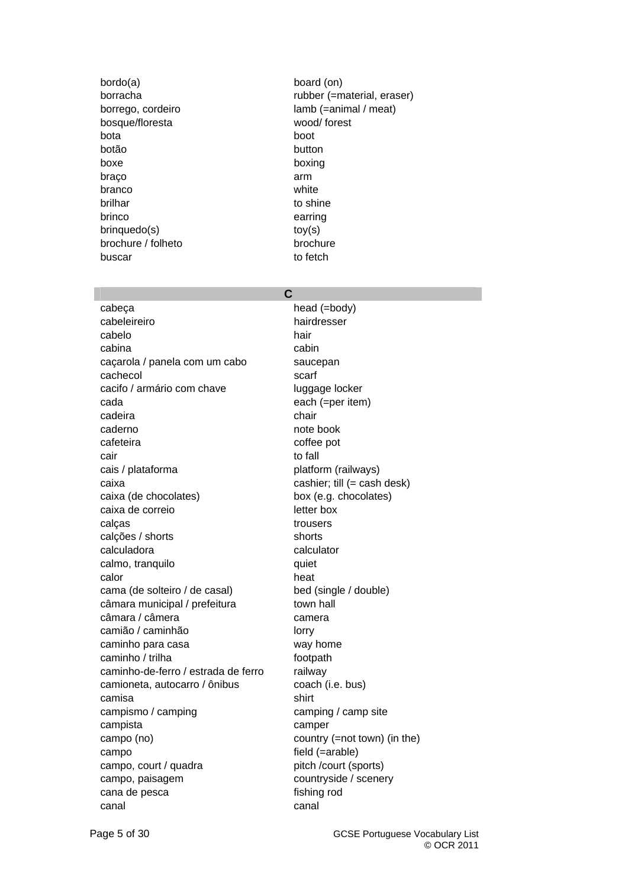| | |
|---|---|
| bordo(a) | board (on) |
| borracha | rubber (=material, eraser) |
| borrego, cordeiro | lamb (=animal / meat) |
| bosque/floresta | wood/ forest |
| bota | boot |
| botão | button |
| boxe | boxing |
| braço | arm |
| branco | white |
| brilhar | to shine |
| brinco | earring |
| brinquedo(s) | toy(s) |
| brochure / folheto | brochure |
| buscar | to fetch |

## C

| | |
|---|---|
| cabeça | head (=body) |
| cabeleireiro | hairdresser |
| cabelo | hair |
| cabina | cabin |
| caçarola / panela com um cabo | saucepan |
| cachecol | scarf |
| cacifo / armário com chave | luggage locker |
| cada | each (=per item) |
| cadeira | chair |
| caderno | note book |
| cafeteira | coffee pot |
| cair | to fall |
| cais / plataforma | platform (railways) |
| caixa | cashier; till (= cash desk) |
| caixa (de chocolates) | box (e.g. chocolates) |
| caixa de correio | letter box |
| calças | trousers |
| calções / shorts | shorts |
| calculadora | calculator |
| calmo, tranquilo | quiet |
| calor | heat |
| cama (de solteiro / de casal) | bed (single / double) |
| câmara municipal / prefeitura | town hall |
| câmara / câmera | camera |
| camião / caminhão | lorry |
| caminho para casa | way home |
| caminho / trilha | footpath |
| caminho-de-ferro / estrada de ferro | railway |
| camioneta, autocarro / ônibus | coach (i.e. bus) |
| camisa | shirt |
| campismo / camping | camping / camp site |
| campista | camper |
| campo (no) | country (=not town) (in the) |
| campo | field (=arable) |
| campo, court / quadra | pitch /court (sports) |
| campo, paisagem | countryside / scenery |
| cana de pesca | fishing rod |
| canal | canal |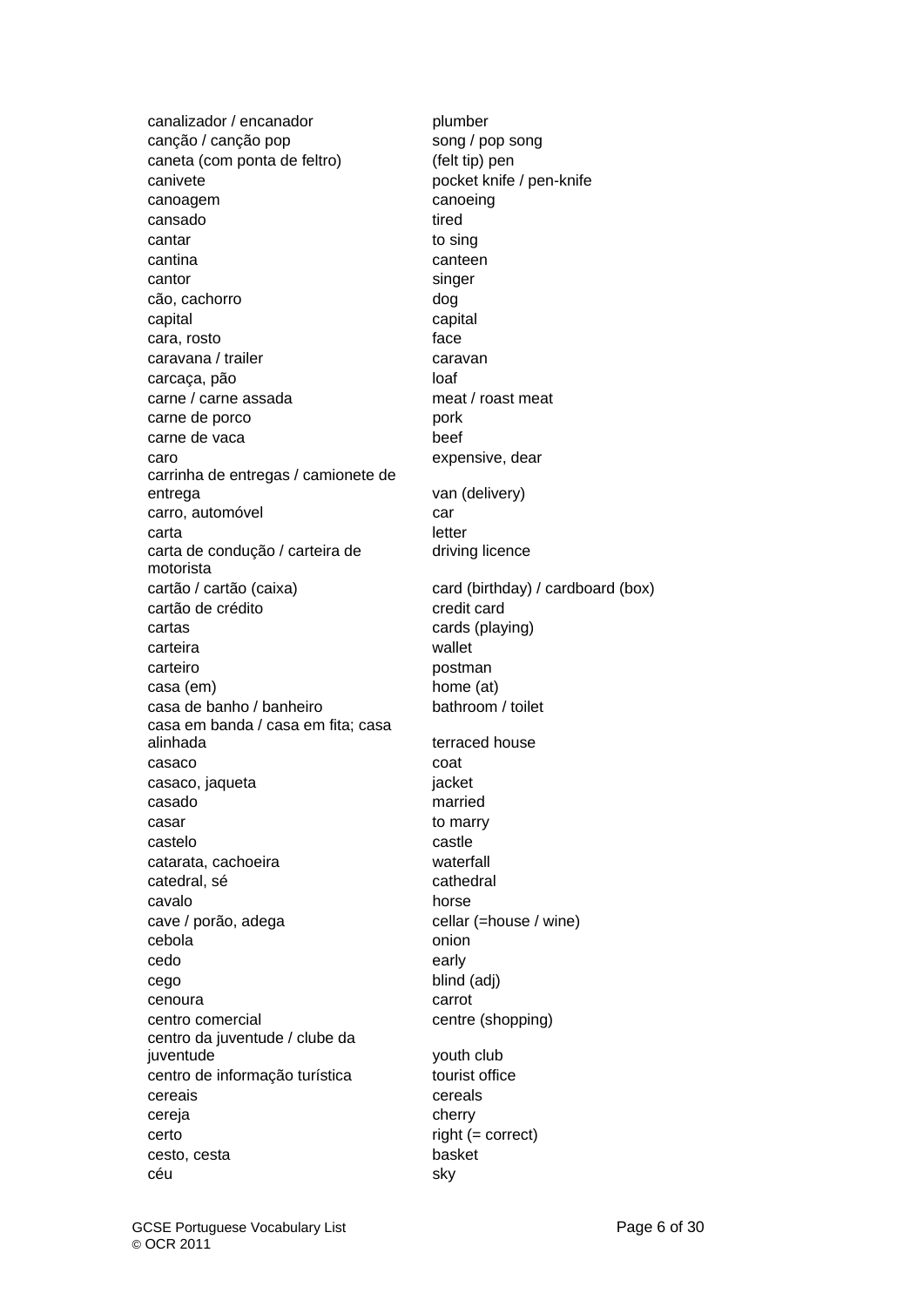| | |
|---|---|
| canalizador / encanador | plumber |
| canção / canção pop | song / pop song |
| caneta (com ponta de feltro) | (felt tip) pen |
| canivete | pocket knife / pen-knife |
| canoagem | canoeing |
| cansado | tired |
| cantar | to sing |
| cantina | canteen |
| cantor | singer |
| cão, cachorro | dog |
| capital | capital |
| cara, rosto | face |
| caravana / trailer | caravan |
| carcaça, pão | loaf |
| carne / carne assada | meat / roast meat |
| carne de porco | pork |
| carne de vaca | beef |
| caro | expensive, dear |
| carrinha de entregas / camionete de entrega | van (delivery) |
| carro, automóvel | car |
| carta | letter |
| carta de condução / carteira de motorista | driving licence |
| cartão / cartão (caixa) | card (birthday) / cardboard (box) |
| cartão de crédito | credit card |
| cartas | cards (playing) |
| carteira | wallet |
| carteiro | postman |
| casa (em) | home (at) |
| casa de banho / banheiro | bathroom / toilet |
| casa em banda / casa em fita; casa alinhada | terraced house |
| casaco | coat |
| casaco, jaqueta | jacket |
| casado | married |
| casar | to marry |
| castelo | castle |
| catarata, cachoeira | waterfall |
| catedral, sé | cathedral |
| cavalo | horse |
| cave / porão, adega | cellar (=house / wine) |
| cebola | onion |
| cedo | early |
| cego | blind (adj) |
| cenoura | carrot |
| centro comercial | centre (shopping) |
| centro da juventude / clube da juventude | youth club |
| centro de informação turística | tourist office |
| cereais | cereals |
| cereja | cherry |
| certo | right (= correct) |
| cesto, cesta | basket |
| céu | sky |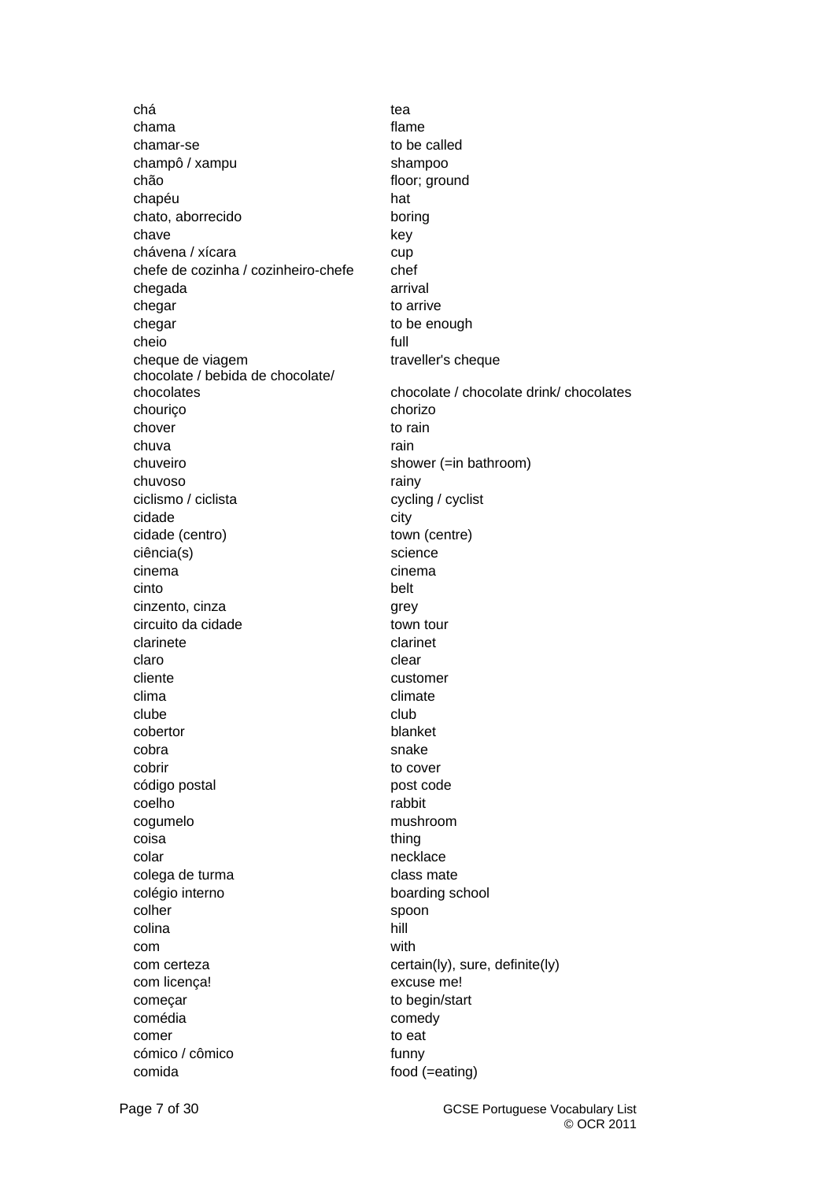| | |
|---|---|
| chá | tea |
| chama | flame |
| chamar-se | to be called |
| champô / xampu | shampoo |
| chão | floor; ground |
| chapéu | hat |
| chato, aborrecido | boring |
| chave | key |
| chávena / xícara | cup |
| chefe de cozinha / cozinheiro-chefe | chef |
| chegada | arrival |
| chegar | to arrive |
| chegar | to be enough |
| cheio | full |
| cheque de viagem | traveller's cheque |
| chocolate / bebida de chocolate/ chocolates | chocolate / chocolate drink/ chocolates |
| chouriço | chorizo |
| chover | to rain |
| chuva | rain |
| chuveiro | shower (=in bathroom) |
| chuvoso | rainy |
| ciclismo / ciclista | cycling / cyclist |
| cidade | city |
| cidade (centro) | town (centre) |
| ciência(s) | science |
| cinema | cinema |
| cinto | belt |
| cinzento, cinza | grey |
| circuito da cidade | town tour |
| clarinete | clarinet |
| claro | clear |
| cliente | customer |
| clima | climate |
| clube | club |
| cobertor | blanket |
| cobra | snake |
| cobrir | to cover |
| código postal | post code |
| coelho | rabbit |
| cogumelo | mushroom |
| coisa | thing |
| colar | necklace |
| colega de turma | class mate |
| colégio interno | boarding school |
| colher | spoon |
| colina | hill |
| com | with |
| com certeza | certain(ly), sure, definite(ly) |
| com licença! | excuse me! |
| começar | to begin/start |
| comédia | comedy |
| comer | to eat |
| cómico / cômico | funny |
| comida | food (=eating) |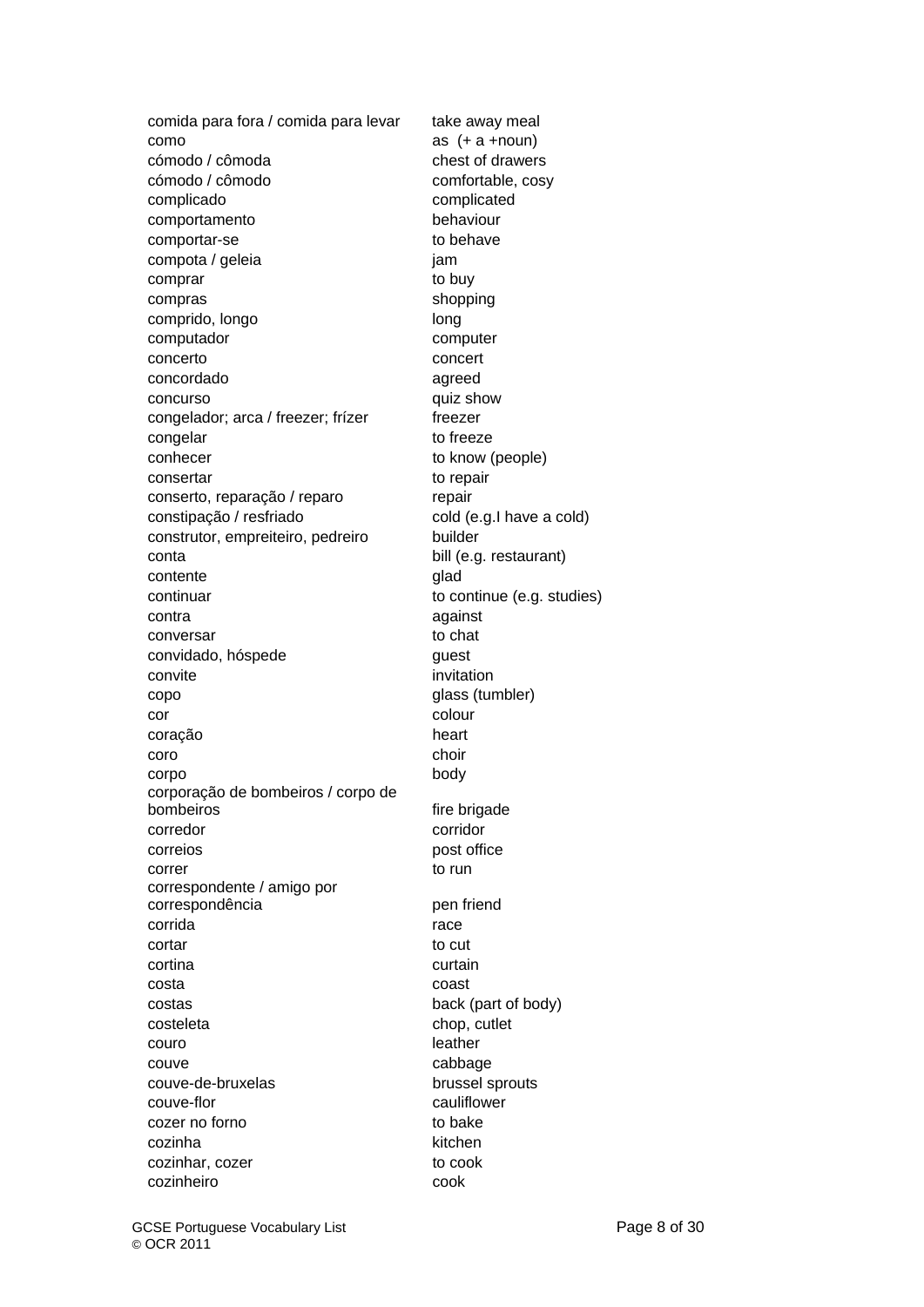| | |
|---|---|
| comida para fora / comida para levar | take away meal |
| como | as (+ a +noun) |
| cómodo / cômoda | chest of drawers |
| cómodo / cômodo | comfortable, cosy |
| complicado | complicated |
| comportamento | behaviour |
| comportar-se | to behave |
| compota / geleia | jam |
| comprar | to buy |
| compras | shopping |
| comprido, longo | long |
| computador | computer |
| concerto | concert |
| concordado | agreed |
| concurso | quiz show |
| congelador; arca / freezer; frízer | freezer |
| congelar | to freeze |
| conhecer | to know (people) |
| consertar | to repair |
| conserto, reparação / reparo | repair |
| constipação / resfriado | cold (e.g.I have a cold) |
| construtor, empreiteiro, pedreiro | builder |
| conta | bill (e.g. restaurant) |
| contente | glad |
| continuar | to continue (e.g. studies) |
| contra | against |
| conversar | to chat |
| convidado, hóspede | guest |
| convite | invitation |
| copo | glass (tumbler) |
| cor | colour |
| coração | heart |
| coro | choir |
| corpo | body |
| corporação de bombeiros / corpo de bombeiros | fire brigade |
| corredor | corridor |
| correios | post office |
| correr | to run |
| correspondente / amigo por correspondência | pen friend |
| corrida | race |
| cortar | to cut |
| cortina | curtain |
| costa | coast |
| costas | back (part of body) |
| costeleta | chop, cutlet |
| couro | leather |
| couve | cabbage |
| couve-de-bruxelas | brussel sprouts |
| couve-flor | cauliflower |
| cozer no forno | to bake |
| cozinha | kitchen |
| cozinhar, cozer | to cook |
| cozinheiro | cook |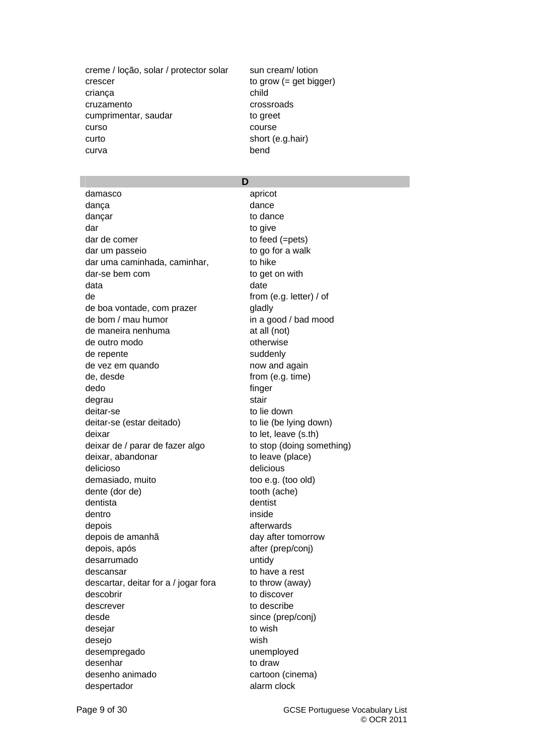| | |
|---|---|
| creme / loção, solar / protector solar | sun cream/ lotion |
| crescer | to grow (= get bigger) |
| criança | child |
| cruzamento | crossroads |
| cumprimentar, saudar | to greet |
| curso | course |
| curto | short (e.g.hair) |
| curva | bend |

## D

| | |
|---|---|
| damasco | apricot |
| dança | dance |
| dançar | to dance |
| dar | to give |
| dar de comer | to feed (=pets) |
| dar um passeio | to go for a walk |
| dar uma caminhada, caminhar, | to hike |
| dar-se bem com | to get on with |
| data | date |
| de | from (e.g. letter) / of |
| de boa vontade, com prazer | gladly |
| de bom / mau humor | in a good / bad mood |
| de maneira nenhuma | at all (not) |
| de outro modo | otherwise |
| de repente | suddenly |
| de vez em quando | now and again |
| de, desde | from (e.g. time) |
| dedo | finger |
| degrau | stair |
| deitar-se | to lie down |
| deitar-se (estar deitado) | to lie (be lying down) |
| deixar | to let, leave (s.th) |
| deixar de / parar de fazer algo | to stop (doing something) |
| deixar, abandonar | to leave (place) |
| delicioso | delicious |
| demasiado, muito | too e.g. (too old) |
| dente (dor de) | tooth (ache) |
| dentista | dentist |
| dentro | inside |
| depois | afterwards |
| depois de amanhã | day after tomorrow |
| depois, após | after (prep/conj) |
| desarrumado | untidy |
| descansar | to have a rest |
| descartar, deitar for a / jogar fora | to throw (away) |
| descobrir | to discover |
| descrever | to describe |
| desde | since (prep/conj) |
| desejar | to wish |
| desejo | wish |
| desempregado | unemployed |
| desenhar | to draw |
| desenho animado | cartoon (cinema) |
| despertador | alarm clock |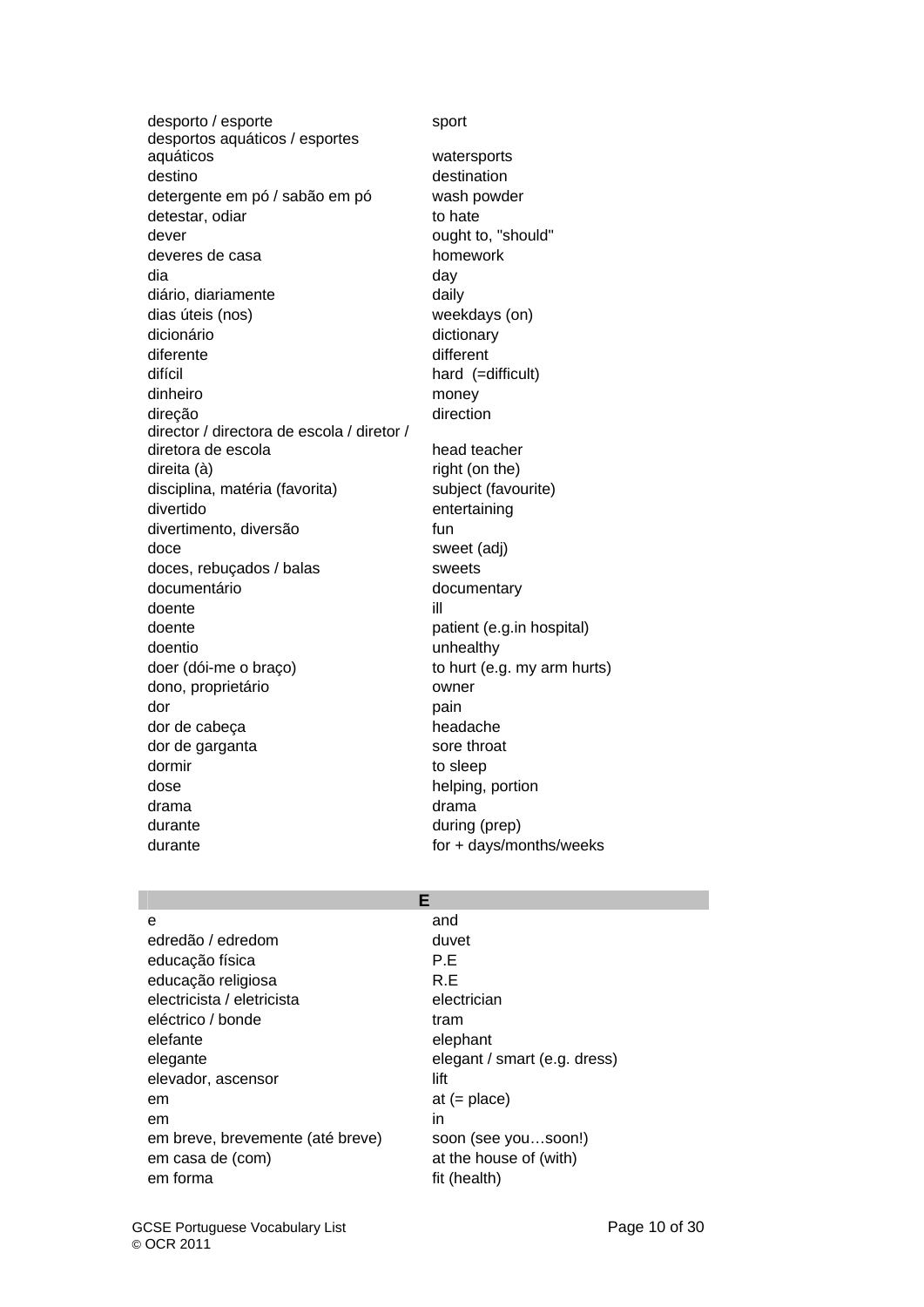| | |
|---|---|
| desporto / esporte | sport |
| desportos aquáticos / esportes aquáticos | watersports |
| destino | destination |
| detergente em pó / sabão em pó | wash powder |
| detestar, odiar | to hate |
| dever | ought to, "should" |
| deveres de casa | homework |
| dia | day |
| diário, diariamente | daily |
| dias úteis (nos) | weekdays (on) |
| dicionário | dictionary |
| diferente | different |
| difícil | hard (=difficult) |
| dinheiro | money |
| direção | direction |
| director / directora de escola / diretor / diretora de escola | head teacher |
| direita (à) | right (on the) |
| disciplina, matéria (favorita) | subject (favourite) |
| divertido | entertaining |
| divertimento, diversão | fun |
| doce | sweet (adj) |
| doces, rebuçados / balas | sweets |
| documentário | documentary |
| doente | ill |
| doente | patient (e.g.in hospital) |
| doentio | unhealthy |
| doer (dói-me o braço) | to hurt (e.g. my arm hurts) |
| dono, proprietário | owner |
| dor | pain |
| dor de cabeça | headache |
| dor de garganta | sore throat |
| dormir | to sleep |
| dose | helping, portion |
| drama | drama |
| durante | during (prep) |
| durante | for + days/months/weeks |

## E

| | |
|---|---|
| e | and |
| edredão / edredom | duvet |
| educação física | P.E |
| educação religiosa | R.E |
| electricista / eletricista | electrician |
| eléctrico / bonde | tram |
| elefante | elephant |
| elegante | elegant / smart (e.g. dress) |
| elevador, ascensor | lift |
| em | at (= place) |
| em | in |
| em breve, brevemente (até breve) | soon (see you…soon!) |
| em casa de (com) | at the house of (with) |
| em forma | fit (health) |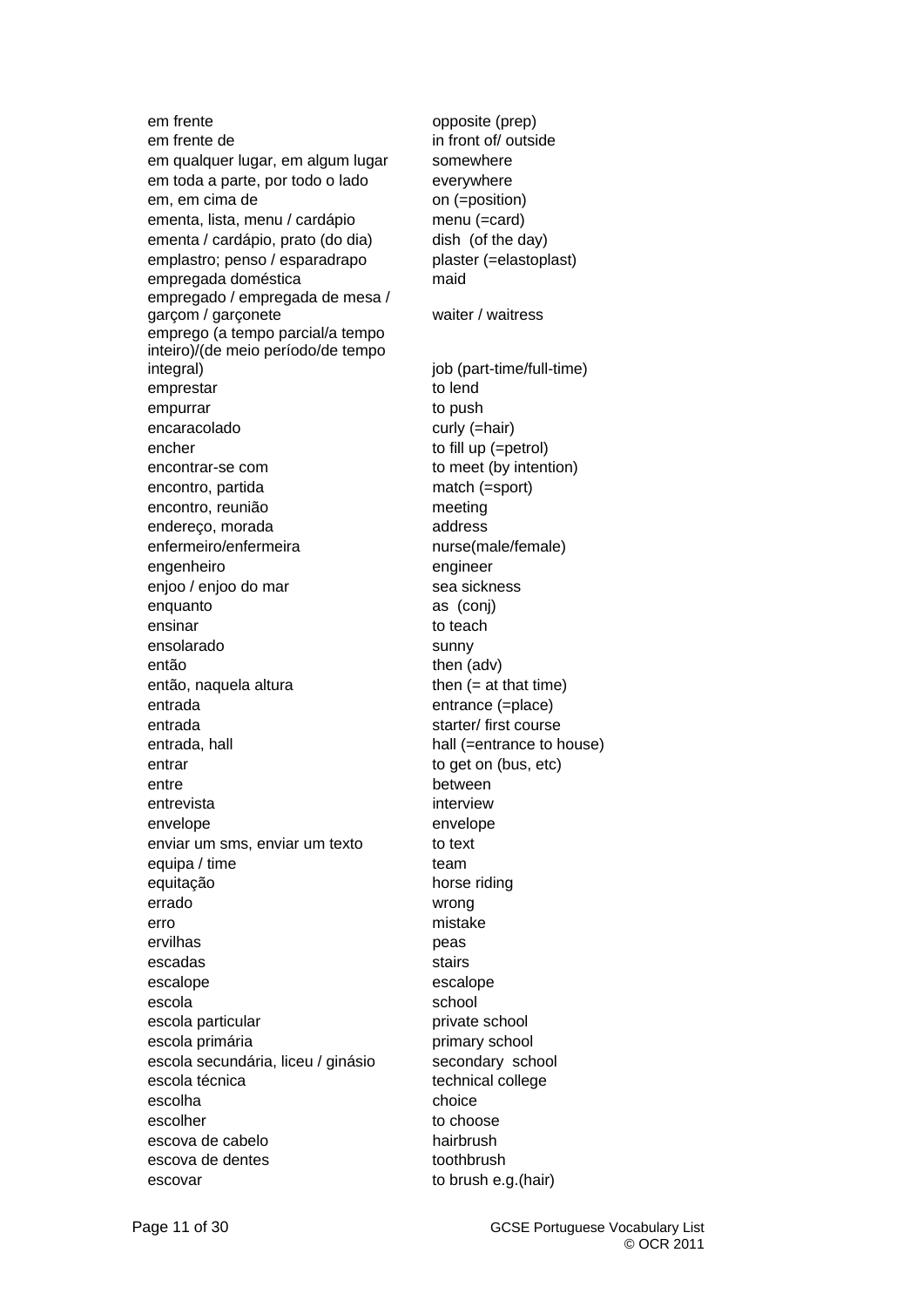| | |
|---|---|
| em frente | opposite (prep) |
| em frente de | in front of/ outside |
| em qualquer lugar, em algum lugar | somewhere |
| em toda a parte, por todo o lado | everywhere |
| em, em cima de | on (=position) |
| ementa, lista, menu / cardápio | menu (=card) |
| ementa / cardápio, prato (do dia) | dish (of the day) |
| emplastro; penso / esparadrapo | plaster (=elastoplast) |
| empregada doméstica | maid |
| empregado / empregada de mesa / garçom / garçonete | waiter / waitress |
| emprego (a tempo parcial/a tempo inteiro)/(de meio período/de tempo integral) | job (part-time/full-time) |
| emprestar | to lend |
| empurrar | to push |
| encaracolado | curly (=hair) |
| encher | to fill up (=petrol) |
| encontrar-se com | to meet (by intention) |
| encontro, partida | match (=sport) |
| encontro, reunião | meeting |
| endereço, morada | address |
| enfermeiro/enfermeira | nurse(male/female) |
| engenheiro | engineer |
| enjoo / enjoo do mar | sea sickness |
| enquanto | as (conj) |
| ensinar | to teach |
| ensolarado | sunny |
| então | then (adv) |
| então, naquela altura | then (= at that time) |
| entrada | entrance (=place) |
| entrada | starter/ first course |
| entrada, hall | hall (=entrance to house) |
| entrar | to get on (bus, etc) |
| entre | between |
| entrevista | interview |
| envelope | envelope |
| enviar um sms, enviar um texto | to text |
| equipa / time | team |
| equitação | horse riding |
| errado | wrong |
| erro | mistake |
| ervilhas | peas |
| escadas | stairs |
| escalope | escalope |
| escola | school |
| escola particular | private school |
| escola primária | primary school |
| escola secundária, liceu / ginásio | secondary school |
| escola técnica | technical college |
| escolha | choice |
| escolher | to choose |
| escova de cabelo | hairbrush |
| escova de dentes | toothbrush |
| escovar | to brush e.g.(hair) |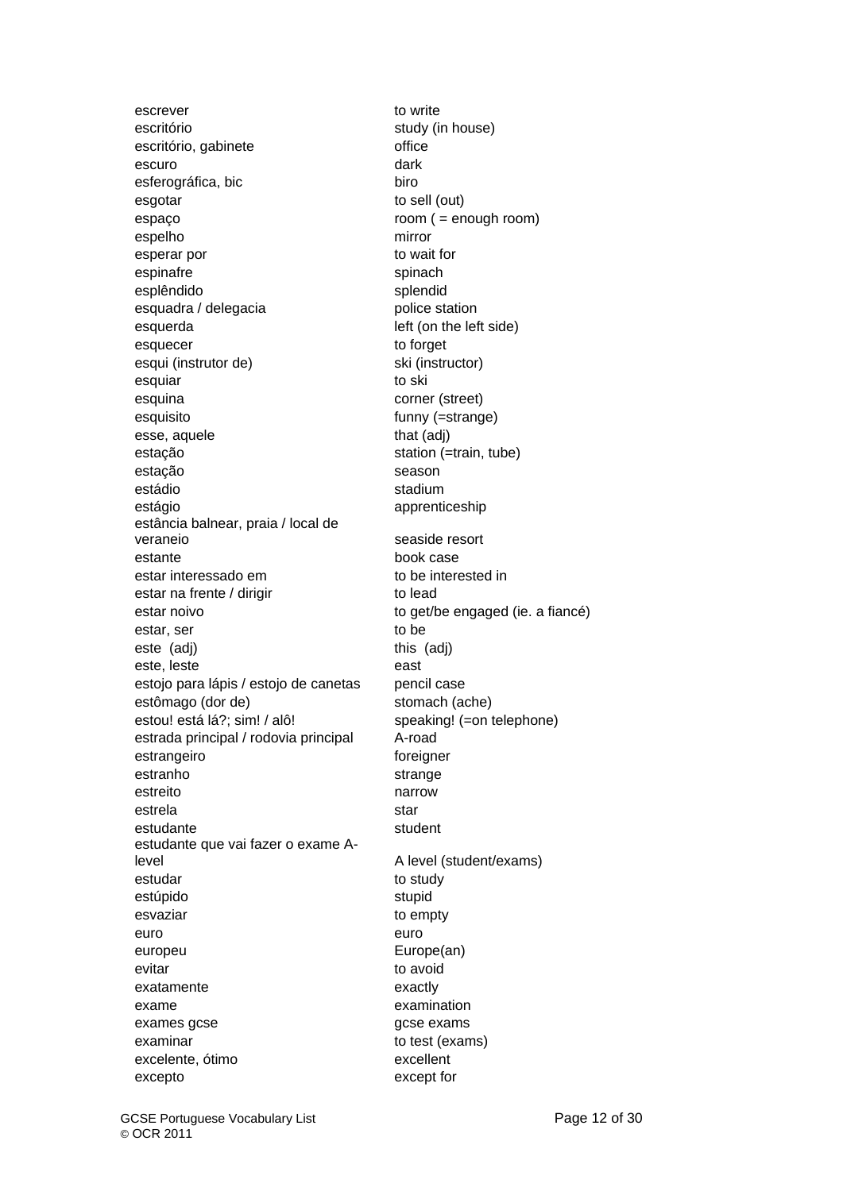| | |
|---|---|
| escrever | to write |
| escritório | study (in house) |
| escritório, gabinete | office |
| escuro | dark |
| esferográfica, bic | biro |
| esgotar | to sell (out) |
| espaço | room ( = enough room) |
| espelho | mirror |
| esperar por | to wait for |
| espinafre | spinach |
| esplêndido | splendid |
| esquadra / delegacia | police station |
| esquerda | left (on the left side) |
| esquecer | to forget |
| esqui (instrutor de) | ski (instructor) |
| esquiar | to ski |
| esquina | corner (street) |
| esquisito | funny (=strange) |
| esse, aquele | that (adj) |
| estação | station (=train, tube) |
| estação | season |
| estádio | stadium |
| estágio | apprenticeship |
| estância balnear, praia / local de veraneio | seaside resort |
| estante | book case |
| estar interessado em | to be interested in |
| estar na frente / dirigir | to lead |
| estar noivo | to get/be engaged (ie. a fiancé) |
| estar, ser | to be |
| este (adj) | this (adj) |
| este, leste | east |
| estojo para lápis / estojo de canetas | pencil case |
| estômago (dor de) | stomach (ache) |
| estou! está lá?; sim! / alô! | speaking! (=on telephone) |
| estrada principal / rodovia principal | A-road |
| estrangeiro | foreigner |
| estranho | strange |
| estreito | narrow |
| estrela | star |
| estudante | student |
| estudante que vai fazer o exame A-level | A level (student/exams) |
| estudar | to study |
| estúpido | stupid |
| esvaziar | to empty |
| euro | euro |
| europeu | Europe(an) |
| evitar | to avoid |
| exatamente | exactly |
| exame | examination |
| exames gcse | gcse exams |
| examinar | to test (exams) |
| excelente, ótimo | excellent |
| excepto | except for |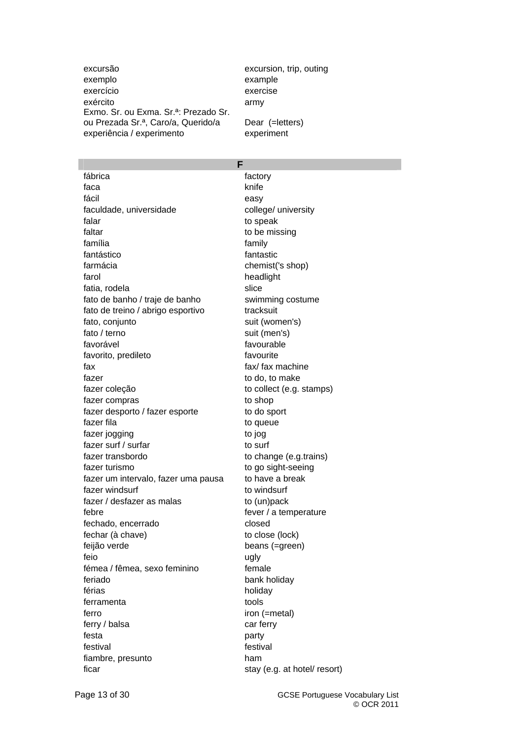| | |
|---|---|
| excursão | excursion, trip, outing |
| exemplo | example |
| exercício | exercise |
| exército | army |
| Exmo. Sr. ou Exma. Sr.ª: Prezado Sr. ou Prezada Sr.ª, Caro/a, Querido/a | Dear (=letters) |
| experiência / experimento | experiment |

## F

| | |
|---|---|
| fábrica | factory |
| faca | knife |
| fácil | easy |
| faculdade, universidade | college/ university |
| falar | to speak |
| faltar | to be missing |
| família | family |
| fantástico | fantastic |
| farmácia | chemist('s shop) |
| farol | headlight |
| fatia, rodela | slice |
| fato de banho / traje de banho | swimming costume |
| fato de treino / abrigo esportivo | tracksuit |
| fato, conjunto | suit (women's) |
| fato / terno | suit (men's) |
| favorável | favourable |
| favorito, predileto | favourite |
| fax | fax/ fax machine |
| fazer | to do, to make |
| fazer coleção | to collect (e.g. stamps) |
| fazer compras | to shop |
| fazer desporto / fazer esporte | to do sport |
| fazer fila | to queue |
| fazer jogging | to jog |
| fazer surf / surfar | to surf |
| fazer transbordo | to change (e.g.trains) |
| fazer turismo | to go sight-seeing |
| fazer um intervalo, fazer uma pausa | to have a break |
| fazer windsurf | to windsurf |
| fazer / desfazer as malas | to (un)pack |
| febre | fever / a temperature |
| fechado, encerrado | closed |
| fechar (à chave) | to close (lock) |
| feijão verde | beans (=green) |
| feio | ugly |
| fémea / fêmea, sexo feminino | female |
| feriado | bank holiday |
| férias | holiday |
| ferramenta | tools |
| ferro | iron (=metal) |
| ferry / balsa | car ferry |
| festa | party |
| festival | festival |
| fiambre, presunto | ham |
| ficar | stay (e.g. at hotel/ resort) |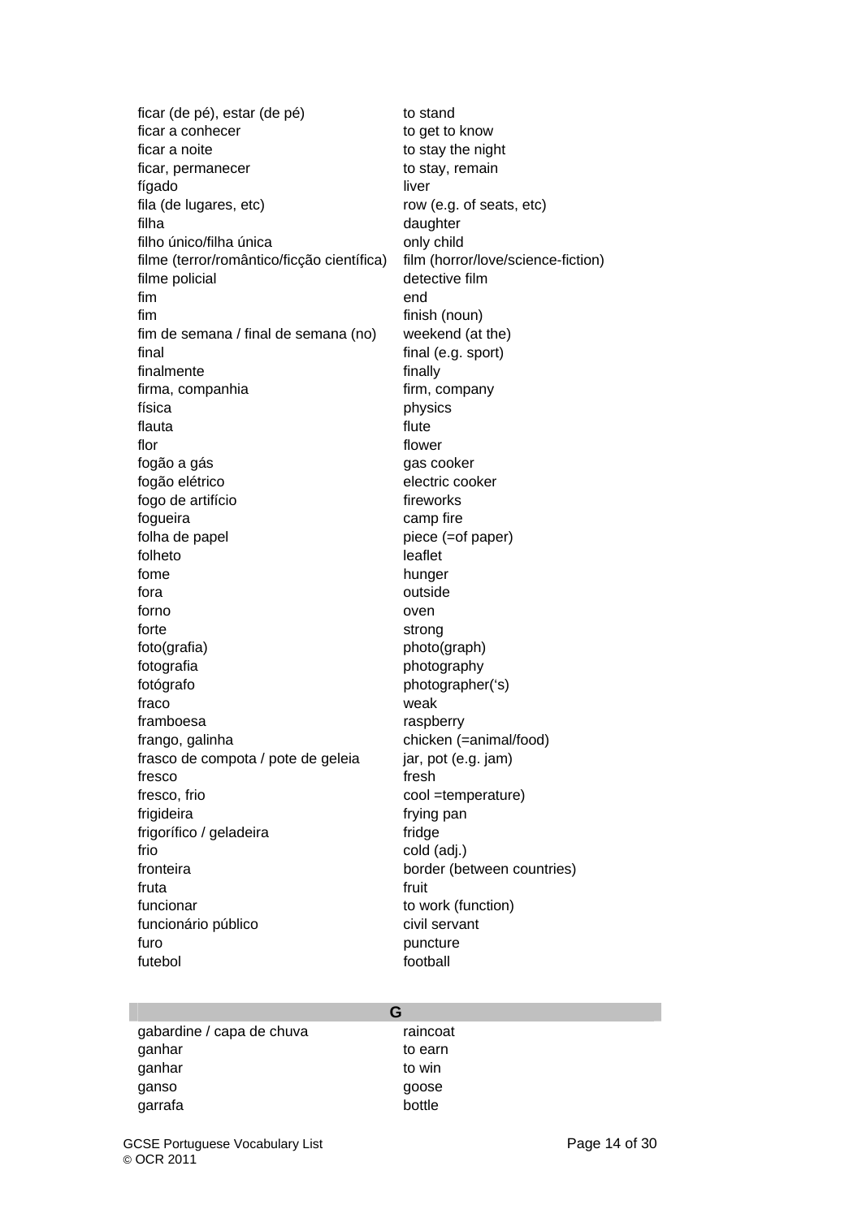| | |
|---|---|
| ficar (de pé), estar (de pé) | to stand |
| ficar a conhecer | to get to know |
| ficar a noite | to stay the night |
| ficar, permanecer | to stay, remain |
| fígado | liver |
| fila (de lugares, etc) | row (e.g. of seats, etc) |
| filha | daughter |
| filho único/filha única | only child |
| filme (terror/romântico/ficção científica) | film (horror/love/science-fiction) |
| filme policial | detective film |
| fim | end |
| fim | finish (noun) |
| fim de semana / final de semana (no) | weekend (at the) |
| final | final (e.g. sport) |
| finalmente | finally |
| firma, companhia | firm, company |
| física | physics |
| flauta | flute |
| flor | flower |
| fogão a gás | gas cooker |
| fogão elétrico | electric cooker |
| fogo de artifício | fireworks |
| fogueira | camp fire |
| folha de papel | piece (=of paper) |
| folheto | leaflet |
| fome | hunger |
| fora | outside |
| forno | oven |
| forte | strong |
| foto(grafia) | photo(graph) |
| fotografia | photography |
| fotógrafo | photographer('s) |
| fraco | weak |
| framboesa | raspberry |
| frango, galinha | chicken (=animal/food) |
| frasco de compota / pote de geleia | jar, pot (e.g. jam) |
| fresco | fresh |
| fresco, frio | cool =temperature) |
| frigideira | frying pan |
| frigorífico / geladeira | fridge |
| frio | cold (adj.) |
| fronteira | border (between countries) |
| fruta | fruit |
| funcionar | to work (function) |
| funcionário público | civil servant |
| furo | puncture |
| futebol | football |

## G

| | |
|---|---|
| gabardine / capa de chuva | raincoat |
| ganhar | to earn |
| ganhar | to win |
| ganso | goose |
| garrafa | bottle |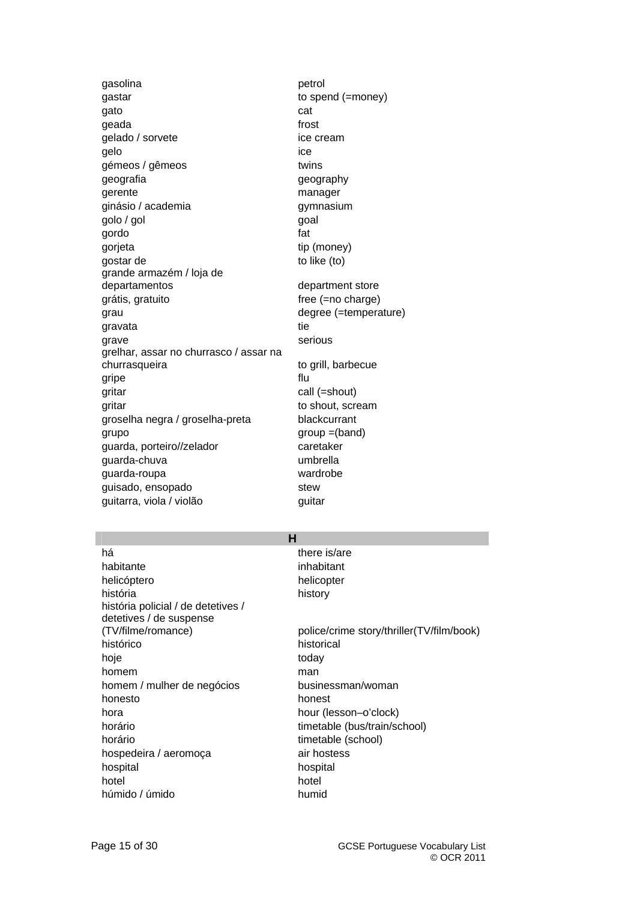| | |
|---|---|
| gasolina | petrol |
| gastar | to spend (=money) |
| gato | cat |
| geada | frost |
| gelado / sorvete | ice cream |
| gelo | ice |
| gémeos / gêmeos | twins |
| geografia | geography |
| gerente | manager |
| ginásio / academia | gymnasium |
| golo / gol | goal |
| gordo | fat |
| gorjeta | tip (money) |
| gostar de | to like (to) |
| grande armazém / loja de departamentos | department store |
| grátis, gratuito | free (=no charge) |
| grau | degree (=temperature) |
| gravata | tie |
| grave | serious |
| grelhar, assar no churrasco / assar na churrasqueira | to grill, barbecue |
| gripe | flu |
| gritar | call (=shout) |
| gritar | to shout, scream |
| groselha negra / groselha-preta | blackcurrant |
| grupo | group =(band) |
| guarda, porteiro//zelador | caretaker |
| guarda-chuva | umbrella |
| guarda-roupa | wardrobe |
| guisado, ensopado | stew |
| guitarra, viola / violão | guitar |

| H | |
|---|---|
| há | there is/are |
| habitante | inhabitant |
| helicóptero | helicopter |
| história | history |
| história policial / de detetives / detetives / de suspense (TV/filme/romance) | police/crime story/thriller(TV/film/book) |
| histórico | historical |
| hoje | today |
| homem | man |
| homem / mulher de negócios | businessman/woman |
| honesto | honest |
| hora | hour (lesson–o'clock) |
| horário | timetable (bus/train/school) |
| horário | timetable (school) |
| hospedeira / aeromoça | air hostess |
| hospital | hospital |
| hotel | hotel |
| húmido / úmido | humid |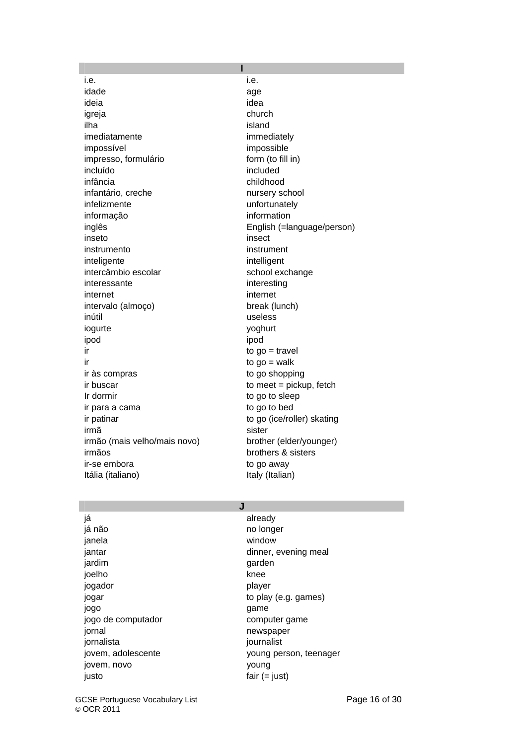| I | |
|---|---|
| i.e. | i.e. |
| idade | age |
| ideia | idea |
| igreja | church |
| ilha | island |
| imediatamente | immediately |
| impossível | impossible |
| impresso, formulário | form (to fill in) |
| incluído | included |
| infância | childhood |
| infantário, creche | nursery school |
| infelizmente | unfortunately |
| informação | information |
| inglês | English (=language/person) |
| inseto | insect |
| instrumento | instrument |
| inteligente | intelligent |
| intercâmbio escolar | school exchange |
| interessante | interesting |
| internet | internet |
| intervalo (almoço) | break (lunch) |
| inútil | useless |
| iogurte | yoghurt |
| ipod | ipod |
| ir | to go = travel |
| ir | to go = walk |
| ir às compras | to go shopping |
| ir buscar | to meet = pickup, fetch |
| Ir dormir | to go to sleep |
| ir para a cama | to go to bed |
| ir patinar | to go (ice/roller) skating |
| irmã | sister |
| irmão (mais velho/mais novo) | brother (elder/younger) |
| irmãos | brothers & sisters |
| ir-se embora | to go away |
| Itália (italiano) | Italy (Italian) |

| J | |
|---|---|
| já | already |
| já não | no longer |
| janela | window |
| jantar | dinner, evening meal |
| jardim | garden |
| joelho | knee |
| jogador | player |
| jogar | to play (e.g. games) |
| jogo | game |
| jogo de computador | computer game |
| jornal | newspaper |
| jornalista | journalist |
| jovem, adolescente | young person, teenager |
| jovem, novo | young |
| justo | fair (= just) |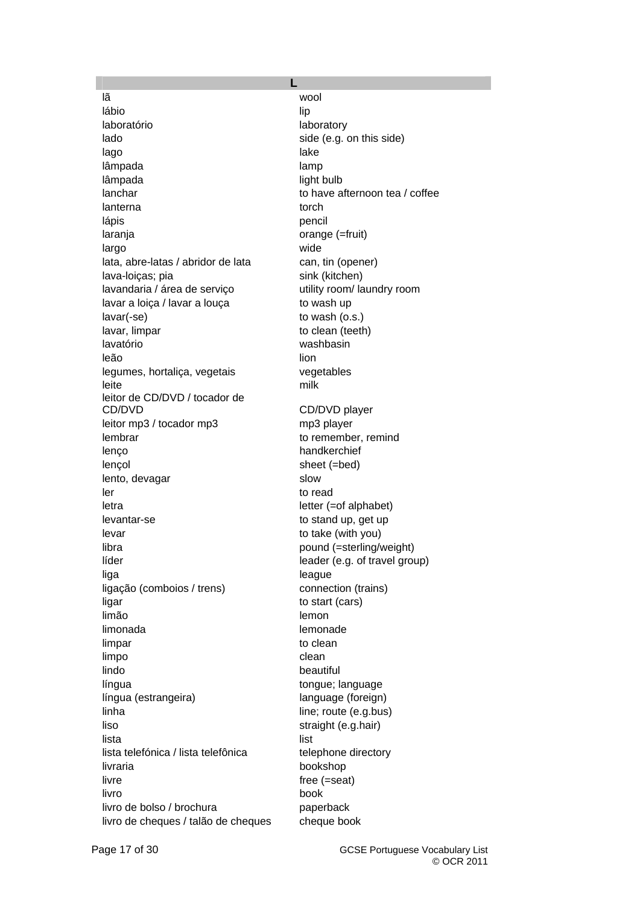| L | |
|---|---|
| lã | wool |
| lábio | lip |
| laboratório | laboratory |
| lado | side (e.g. on this side) |
| lago | lake |
| lâmpada | lamp |
| lâmpada | light bulb |
| lanchar | to have afternoon tea / coffee |
| lanterna | torch |
| lápis | pencil |
| laranja | orange (=fruit) |
| largo | wide |
| lata, abre-latas / abridor de lata | can, tin (opener) |
| lava-loiças; pia | sink (kitchen) |
| lavandaria / área de serviço | utility room/ laundry room |
| lavar a loiça / lavar a louça | to wash up |
| lavar(-se) | to wash (o.s.) |
| lavar, limpar | to clean (teeth) |
| lavatório | washbasin |
| leão | lion |
| legumes, hortaliça, vegetais | vegetables |
| leite | milk |
| leitor de CD/DVD / tocador de CD/DVD | CD/DVD player |
| leitor mp3 / tocador mp3 | mp3 player |
| lembrar | to remember, remind |
| lenço | handkerchief |
| lençol | sheet (=bed) |
| lento, devagar | slow |
| ler | to read |
| letra | letter (=of alphabet) |
| levantar-se | to stand up, get up |
| levar | to take (with you) |
| libra | pound (=sterling/weight) |
| líder | leader (e.g. of travel group) |
| liga | league |
| ligação (comboios / trens) | connection (trains) |
| ligar | to start (cars) |
| limão | lemon |
| limonada | lemonade |
| limpar | to clean |
| limpo | clean |
| lindo | beautiful |
| língua | tongue; language |
| língua (estrangeira) | language (foreign) |
| linha | line; route (e.g.bus) |
| liso | straight (e.g.hair) |
| lista | list |
| lista telefónica / lista telefônica | telephone directory |
| livraria | bookshop |
| livre | free (=seat) |
| livro | book |
| livro de bolso / brochura | paperback |
| livro de cheques / talão de cheques | cheque book |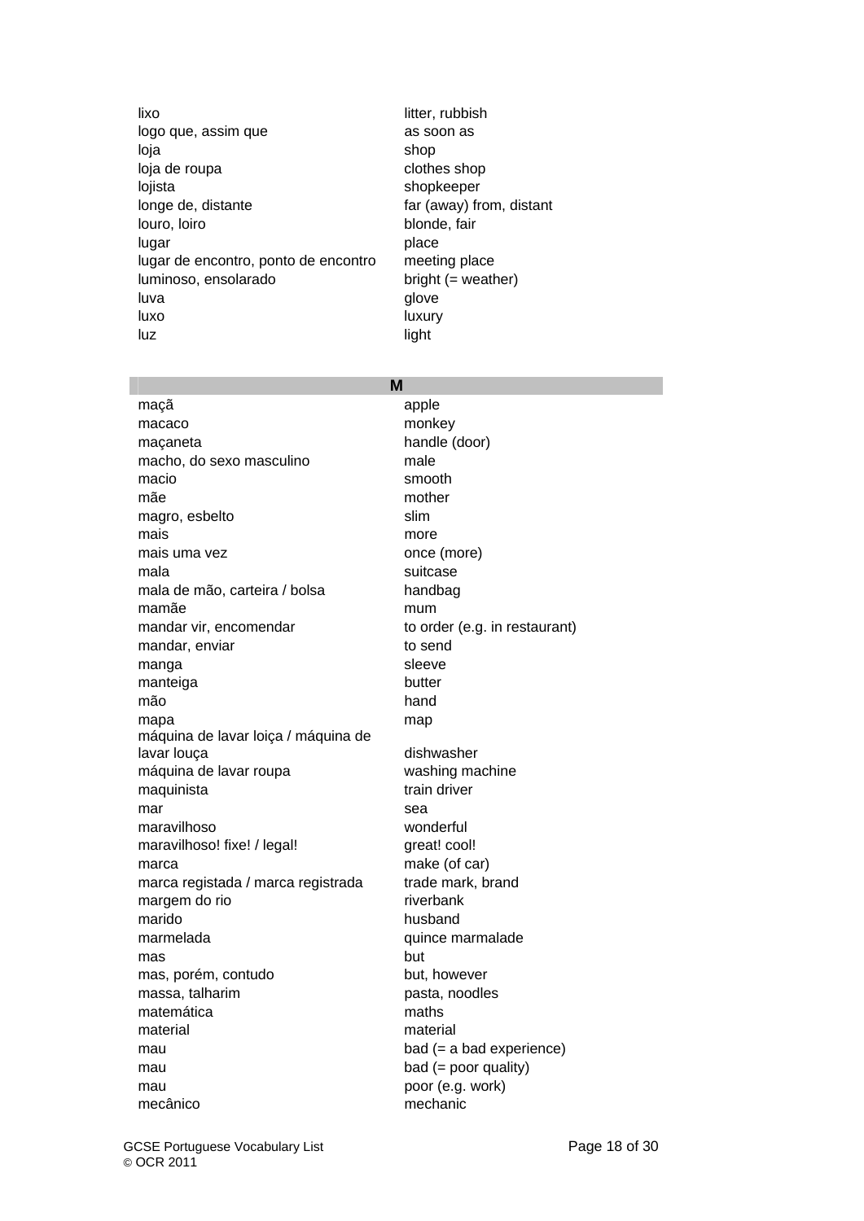| | |
|---|---|
| lixo | litter, rubbish |
| logo que, assim que | as soon as |
| loja | shop |
| loja de roupa | clothes shop |
| lojista | shopkeeper |
| longe de, distante | far (away) from, distant |
| louro, loiro | blonde, fair |
| lugar | place |
| lugar de encontro, ponto de encontro | meeting place |
| luminoso, ensolarado | bright (= weather) |
| luva | glove |
| luxo | luxury |
| luz | light |

| M | |
|---|---|
| maçã | apple |
| macaco | monkey |
| maçaneta | handle (door) |
| macho, do sexo masculino | male |
| macio | smooth |
| mãe | mother |
| magro, esbelto | slim |
| mais | more |
| mais uma vez | once (more) |
| mala | suitcase |
| mala de mão, carteira / bolsa | handbag |
| mamãe | mum |
| mandar vir, encomendar | to order (e.g. in restaurant) |
| mandar, enviar | to send |
| manga | sleeve |
| manteiga | butter |
| mão | hand |
| mapa | map |
| máquina de lavar loiça / máquina de lavar louça | dishwasher |
| máquina de lavar roupa | washing machine |
| maquinista | train driver |
| mar | sea |
| maravilhoso | wonderful |
| maravilhoso! fixe! / legal! | great! cool! |
| marca | make (of car) |
| marca registada / marca registrada | trade mark, brand |
| margem do rio | riverbank |
| marido | husband |
| marmelada | quince marmalade |
| mas | but |
| mas, porém, contudo | but, however |
| massa, talharim | pasta, noodles |
| matemática | maths |
| material | material |
| mau | bad (= a bad experience) |
| mau | bad (= poor quality) |
| mau | poor (e.g. work) |
| mecânico | mechanic |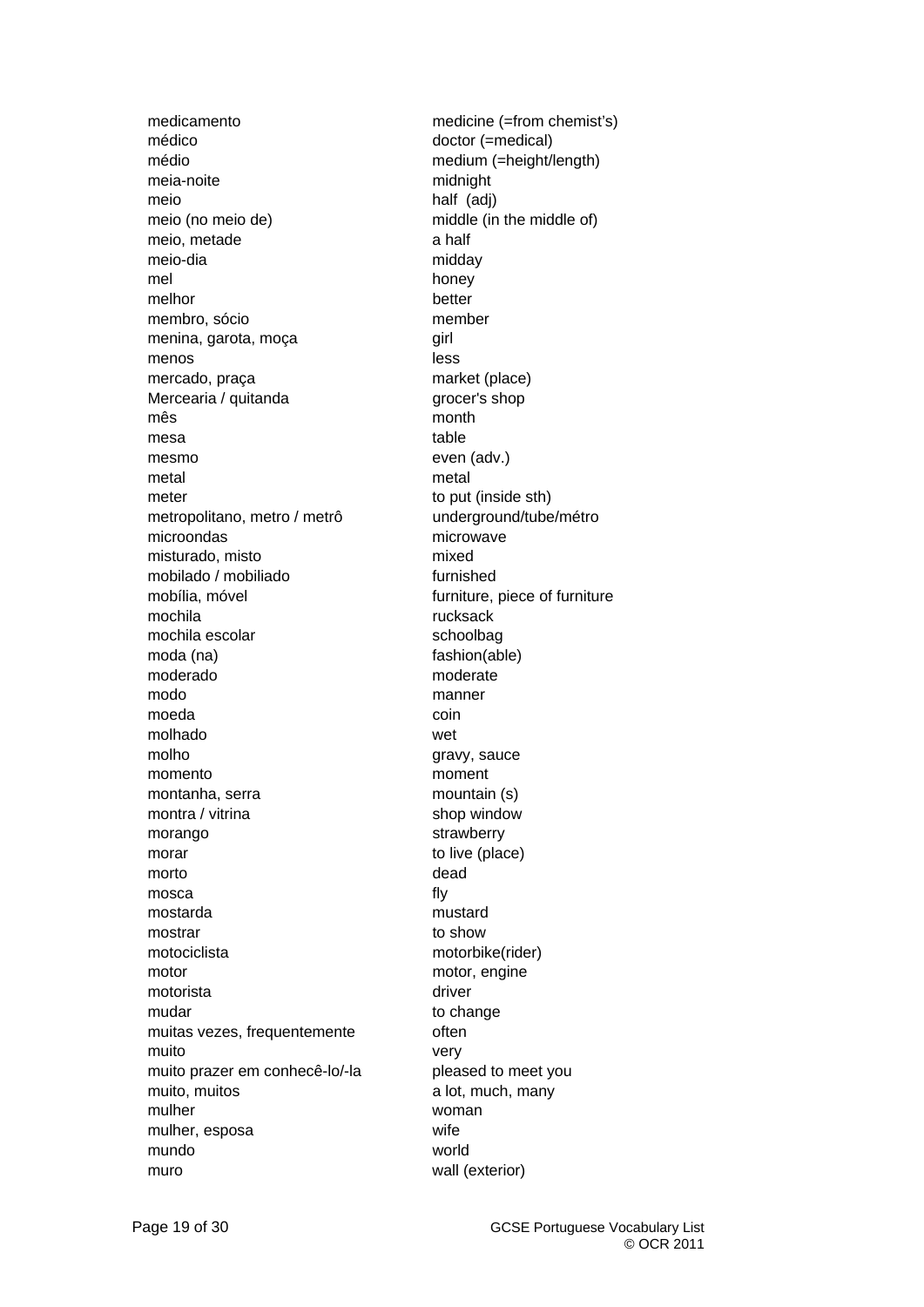| | |
|---|---|
| medicamento | medicine (=from chemist's) |
| médico | doctor (=medical) |
| médio | medium (=height/length) |
| meia-noite | midnight |
| meio | half (adj) |
| meio (no meio de) | middle (in the middle of) |
| meio, metade | a half |
| meio-dia | midday |
| mel | honey |
| melhor | better |
| membro, sócio | member |
| menina, garota, moça | girl |
| menos | less |
| mercado, praça | market (place) |
| Mercearia / quitanda | grocer's shop |
| mês | month |
| mesa | table |
| mesmo | even (adv.) |
| metal | metal |
| meter | to put (inside sth) |
| metropolitano, metro / metrô | underground/tube/métro |
| microondas | microwave |
| misturado, misto | mixed |
| mobilado / mobiliado | furnished |
| mobília, móvel | furniture, piece of furniture |
| mochila | rucksack |
| mochila escolar | schoolbag |
| moda (na) | fashion(able) |
| moderado | moderate |
| modo | manner |
| moeda | coin |
| molhado | wet |
| molho | gravy, sauce |
| momento | moment |
| montanha, serra | mountain (s) |
| montra / vitrina | shop window |
| morango | strawberry |
| morar | to live (place) |
| morto | dead |
| mosca | fly |
| mostarda | mustard |
| mostrar | to show |
| motociclista | motorbike(rider) |
| motor | motor, engine |
| motorista | driver |
| mudar | to change |
| muitas vezes, frequentemente | often |
| muito | very |
| muito prazer em conhecê-lo/-la | pleased to meet you |
| muito, muitos | a lot, much, many |
| mulher | woman |
| mulher, esposa | wife |
| mundo | world |
| muro | wall (exterior) |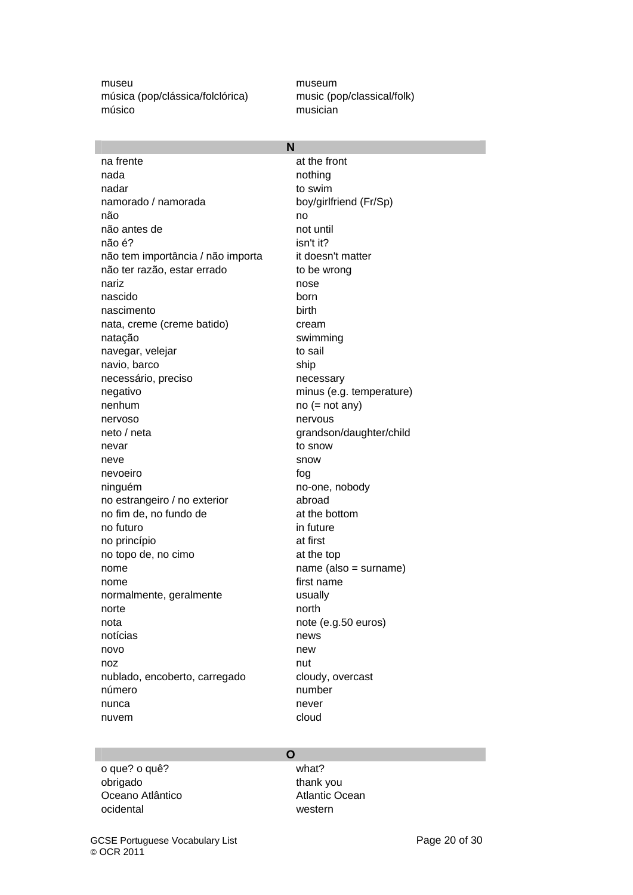| | |
|---|---|
| museu | museum |
| música (pop/clássica/folclórica) | music (pop/classical/folk) |
| músico | musician |

## N

| | |
|---|---|
| na frente | at the front |
| nada | nothing |
| nadar | to swim |
| namorado / namorada | boy/girlfriend (Fr/Sp) |
| não | no |
| não antes de | not until |
| não é? | isn't it? |
| não tem importância / não importa | it doesn't matter |
| não ter razão, estar errado | to be wrong |
| nariz | nose |
| nascido | born |
| nascimento | birth |
| nata, creme (creme batido) | cream |
| natação | swimming |
| navegar, velejar | to sail |
| navio, barco | ship |
| necessário, preciso | necessary |
| negativo | minus (e.g. temperature) |
| nenhum | no (= not any) |
| nervoso | nervous |
| neto / neta | grandson/daughter/child |
| nevar | to snow |
| neve | snow |
| nevoeiro | fog |
| ninguém | no-one, nobody |
| no estrangeiro / no exterior | abroad |
| no fim de, no fundo de | at the bottom |
| no futuro | in future |
| no princípio | at first |
| no topo de, no cimo | at the top |
| nome | name (also = surname) |
| nome | first name |
| normalmente, geralmente | usually |
| norte | north |
| nota | note (e.g.50 euros) |
| notícias | news |
| novo | new |
| noz | nut |
| nublado, encoberto, carregado | cloudy, overcast |
| número | number |
| nunca | never |
| nuvem | cloud |

## O

| | |
|---|---|
| o que? o quê? | what? |
| obrigado | thank you |
| Oceano Atlântico | Atlantic Ocean |
| ocidental | western |

GCSE Portuguese Vocabulary List
© OCR 2011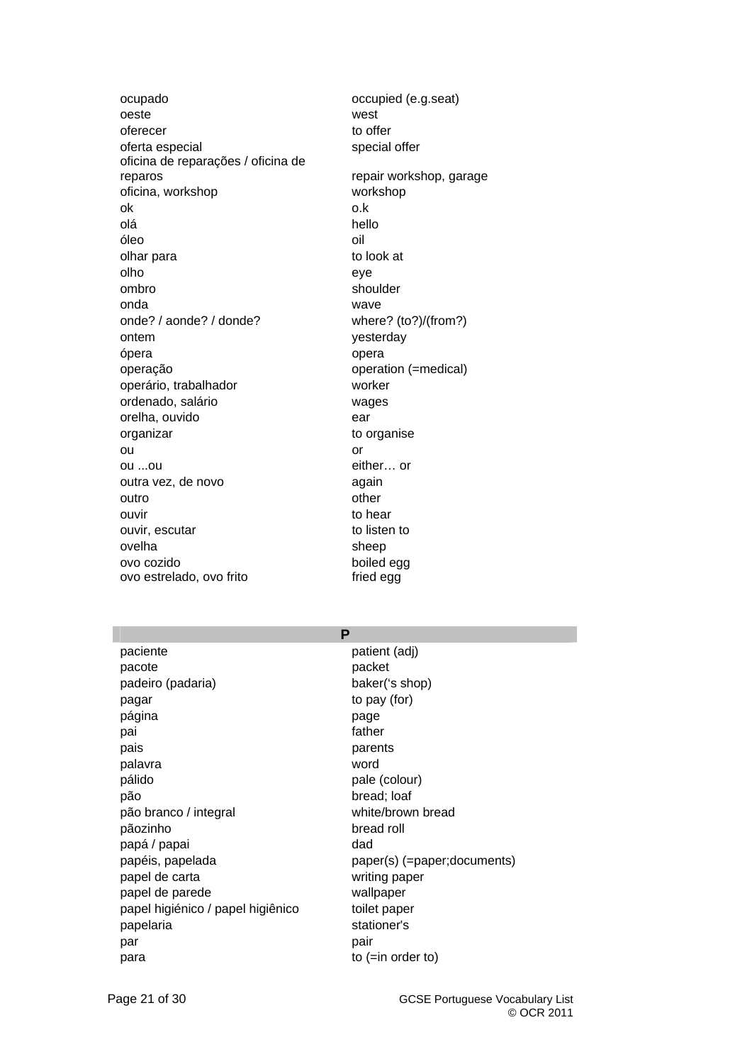| | |
|---|---|
| ocupado | occupied (e.g.seat) |
| oeste | west |
| oferecer | to offer |
| oferta especial | special offer |
| oficina de reparações / oficina de reparos | repair workshop, garage |
| oficina, workshop | workshop |
| ok | o.k |
| olá | hello |
| óleo | oil |
| olhar para | to look at |
| olho | eye |
| ombro | shoulder |
| onda | wave |
| onde? / aonde? / donde? | where? (to?)/(from?) |
| ontem | yesterday |
| ópera | opera |
| operação | operation (=medical) |
| operário, trabalhador | worker |
| ordenado, salário | wages |
| orelha, ouvido | ear |
| organizar | to organise |
| ou | or |
| ou ...ou | either… or |
| outra vez, de novo | again |
| outro | other |
| ouvir | to hear |
| ouvir, escutar | to listen to |
| ovelha | sheep |
| ovo cozido | boiled egg |
| ovo estrelado, ovo frito | fried egg |

## P

| | |
|---|---|
| paciente | patient (adj) |
| pacote | packet |
| padeiro (padaria) | baker(‘s shop) |
| pagar | to pay (for) |
| página | page |
| pai | father |
| pais | parents |
| palavra | word |
| pálido | pale (colour) |
| pão | bread; loaf |
| pão branco / integral | white/brown bread |
| pãozinho | bread roll |
| papá / papai | dad |
| papéis, papelada | paper(s) (=paper;documents) |
| papel de carta | writing paper |
| papel de parede | wallpaper |
| papel higiénico / papel higiênico | toilet paper |
| papelaria | stationer's |
| par | pair |
| para | to (=in order to) |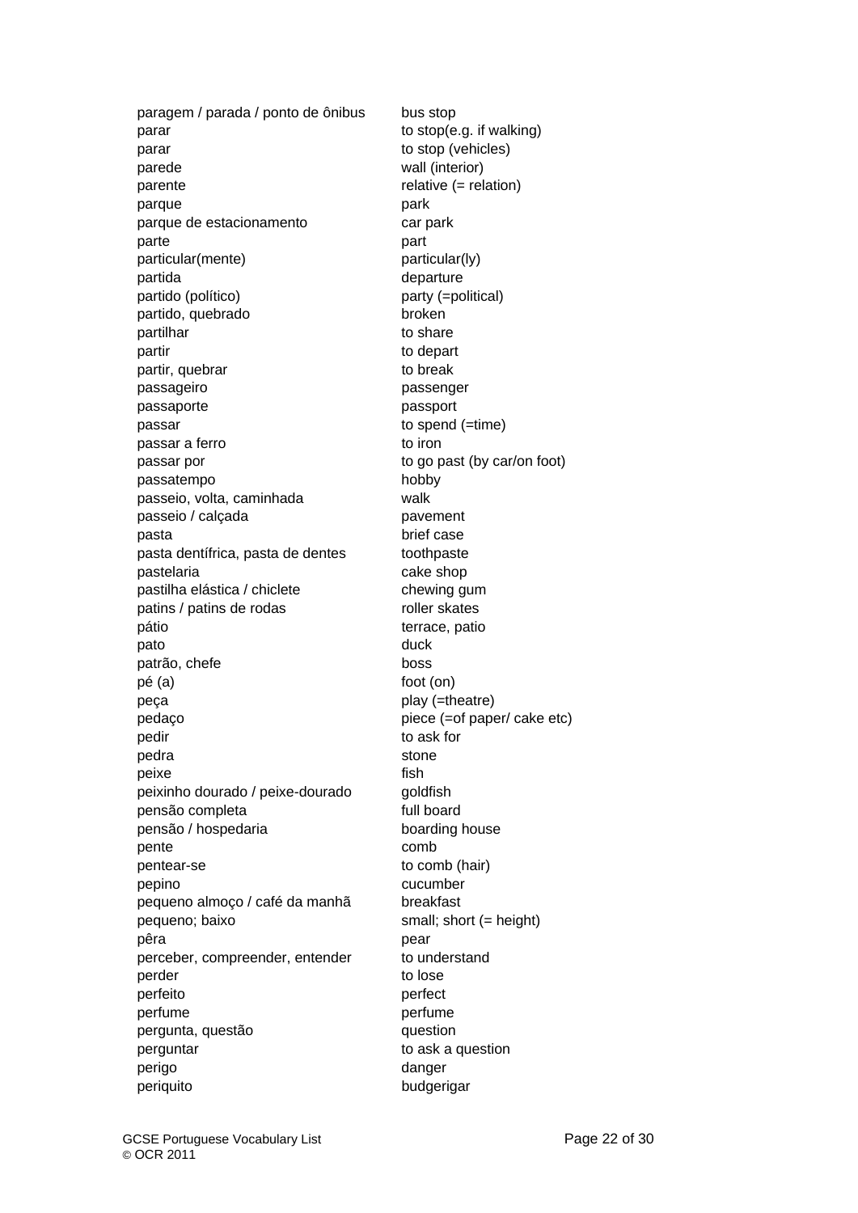| | |
|---|---|
| paragem / parada / ponto de ônibus | bus stop |
| parar | to stop(e.g. if walking) |
| parar | to stop (vehicles) |
| parede | wall (interior) |
| parente | relative (= relation) |
| parque | park |
| parque de estacionamento | car park |
| parte | part |
| particular(mente) | particular(ly) |
| partida | departure |
| partido (político) | party (=political) |
| partido, quebrado | broken |
| partilhar | to share |
| partir | to depart |
| partir, quebrar | to break |
| passageiro | passenger |
| passaporte | passport |
| passar | to spend (=time) |
| passar a ferro | to iron |
| passar por | to go past (by car/on foot) |
| passatempo | hobby |
| passeio, volta, caminhada | walk |
| passeio / calçada | pavement |
| pasta | brief case |
| pasta dentífrica, pasta de dentes | toothpaste |
| pastelaria | cake shop |
| pastilha elástica / chiclete | chewing gum |
| patins / patins de rodas | roller skates |
| pátio | terrace, patio |
| pato | duck |
| patrão, chefe | boss |
| pé (a) | foot (on) |
| peça | play (=theatre) |
| pedaço | piece (=of paper/ cake etc) |
| pedir | to ask for |
| pedra | stone |
| peixe | fish |
| peixinho dourado / peixe-dourado | goldfish |
| pensão completa | full board |
| pensão / hospedaria | boarding house |
| pente | comb |
| pentear-se | to comb (hair) |
| pepino | cucumber |
| pequeno almoço / café da manhã | breakfast |
| pequeno; baixo | small; short (= height) |
| pêra | pear |
| perceber, compreender, entender | to understand |
| perder | to lose |
| perfeito | perfect |
| perfume | perfume |
| pergunta, questão | question |
| perguntar | to ask a question |
| perigo | danger |
| periquito | budgerigar |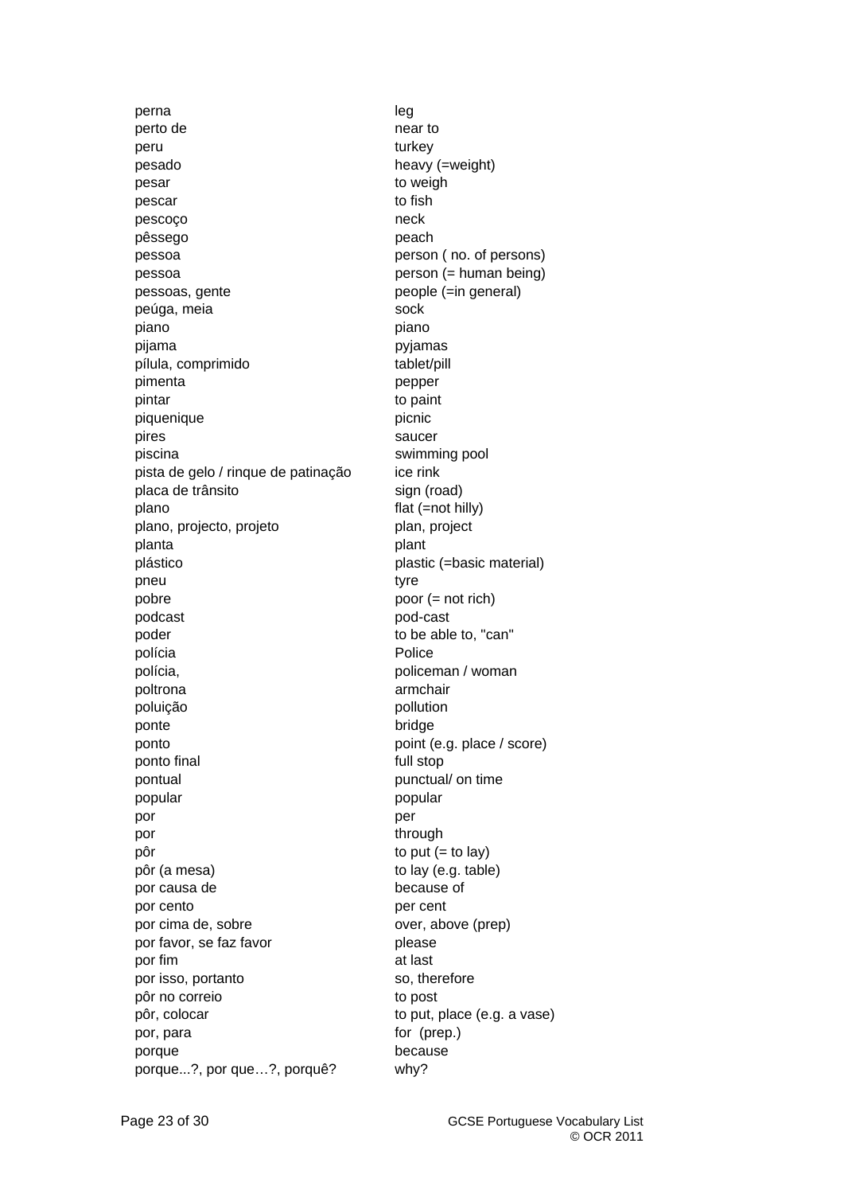| | |
|---|---|
| perna | leg |
| perto de | near to |
| peru | turkey |
| pesado | heavy (=weight) |
| pesar | to weigh |
| pescar | to fish |
| pescoço | neck |
| pêssego | peach |
| pessoa | person ( no. of persons) |
| pessoa | person (= human being) |
| pessoas, gente | people (=in general) |
| peúga, meia | sock |
| piano | piano |
| pijama | pyjamas |
| pílula, comprimido | tablet/pill |
| pimenta | pepper |
| pintar | to paint |
| piquenique | picnic |
| pires | saucer |
| piscina | swimming pool |
| pista de gelo / rinque de patinação | ice rink |
| placa de trânsito | sign (road) |
| plano | flat (=not hilly) |
| plano, projecto, projeto | plan, project |
| planta | plant |
| plástico | plastic (=basic material) |
| pneu | tyre |
| pobre | poor (= not rich) |
| podcast | pod-cast |
| poder | to be able to, "can" |
| polícia | Police |
| polícia, | policeman / woman |
| poltrona | armchair |
| poluição | pollution |
| ponte | bridge |
| ponto | point (e.g. place / score) |
| ponto final | full stop |
| pontual | punctual/ on time |
| popular | popular |
| por | per |
| por | through |
| pôr | to put (= to lay) |
| pôr (a mesa) | to lay (e.g. table) |
| por causa de | because of |
| por cento | per cent |
| por cima de, sobre | over, above (prep) |
| por favor, se faz favor | please |
| por fim | at last |
| por isso, portanto | so, therefore |
| pôr no correio | to post |
| pôr, colocar | to put, place (e.g. a vase) |
| por, para | for (prep.) |
| porque | because |
| porque...?, por que…?, porquê? | why? |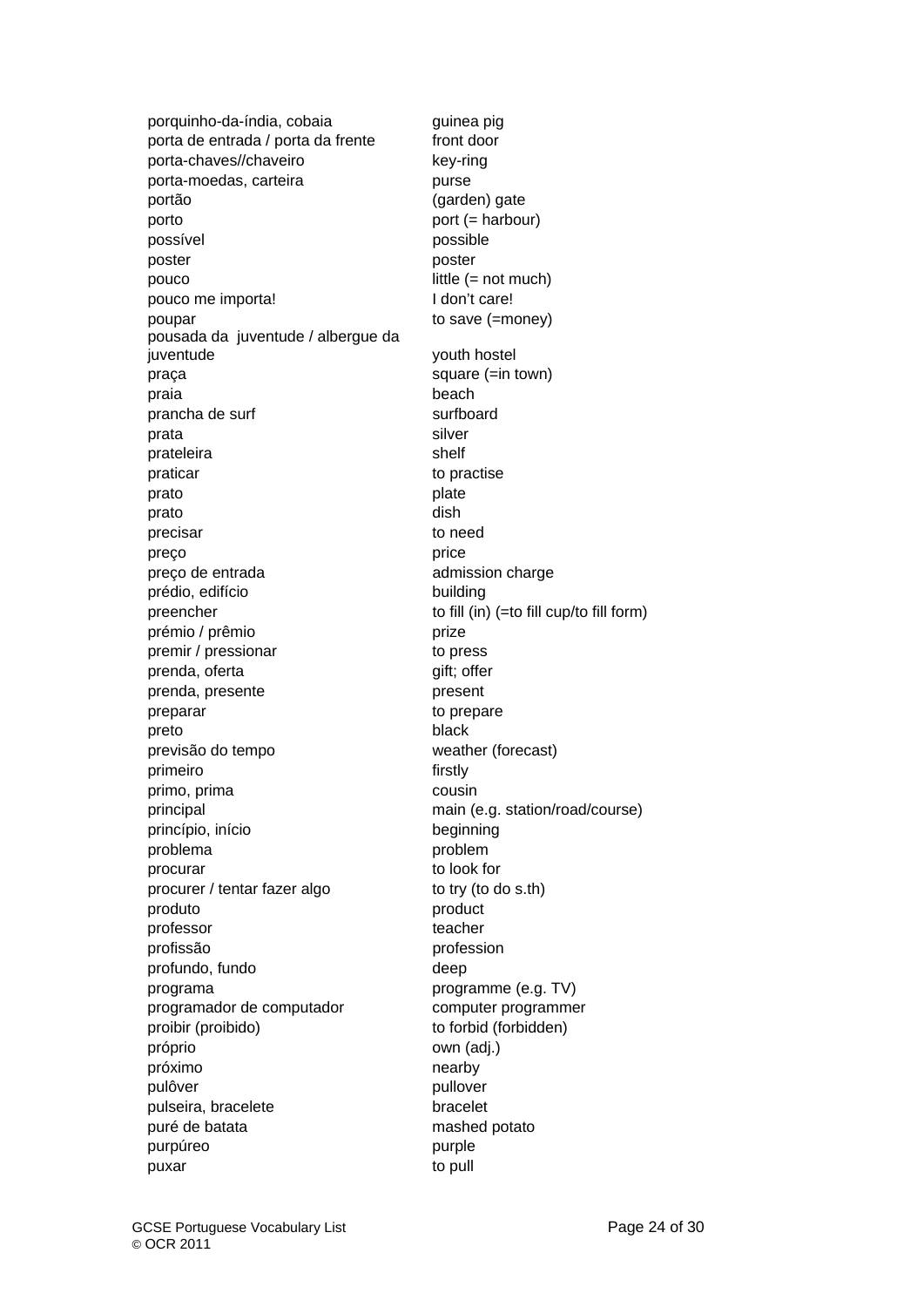| | |
|---|---|
| porquinho-da-índia, cobaia | guinea pig |
| porta de entrada / porta da frente | front door |
| porta-chaves//chaveiro | key-ring |
| porta-moedas, carteira | purse |
| portão | (garden) gate |
| porto | port (= harbour) |
| possível | possible |
| poster | poster |
| pouco | little (= not much) |
| pouco me importa! | I don't care! |
| poupar | to save (=money) |
| pousada da juventude / albergue da juventude | youth hostel |
| praça | square (=in town) |
| praia | beach |
| prancha de surf | surfboard |
| prata | silver |
| prateleira | shelf |
| praticar | to practise |
| prato | plate |
| prato | dish |
| precisar | to need |
| preço | price |
| preço de entrada | admission charge |
| prédio, edifício | building |
| preencher | to fill (in) (=to fill cup/to fill form) |
| prémio / prêmio | prize |
| premir / pressionar | to press |
| prenda, oferta | gift; offer |
| prenda, presente | present |
| preparar | to prepare |
| preto | black |
| previsão do tempo | weather (forecast) |
| primeiro | firstly |
| primo, prima | cousin |
| principal | main (e.g. station/road/course) |
| princípio, início | beginning |
| problema | problem |
| procurar | to look for |
| procurer / tentar fazer algo | to try (to do s.th) |
| produto | product |
| professor | teacher |
| profissão | profession |
| profundo, fundo | deep |
| programa | programme (e.g. TV) |
| programador de computador | computer programmer |
| proibir (proibido) | to forbid (forbidden) |
| próprio | own (adj.) |
| próximo | nearby |
| pulôver | pullover |
| pulseira, bracelete | bracelet |
| puré de batata | mashed potato |
| purpúreo | purple |
| puxar | to pull |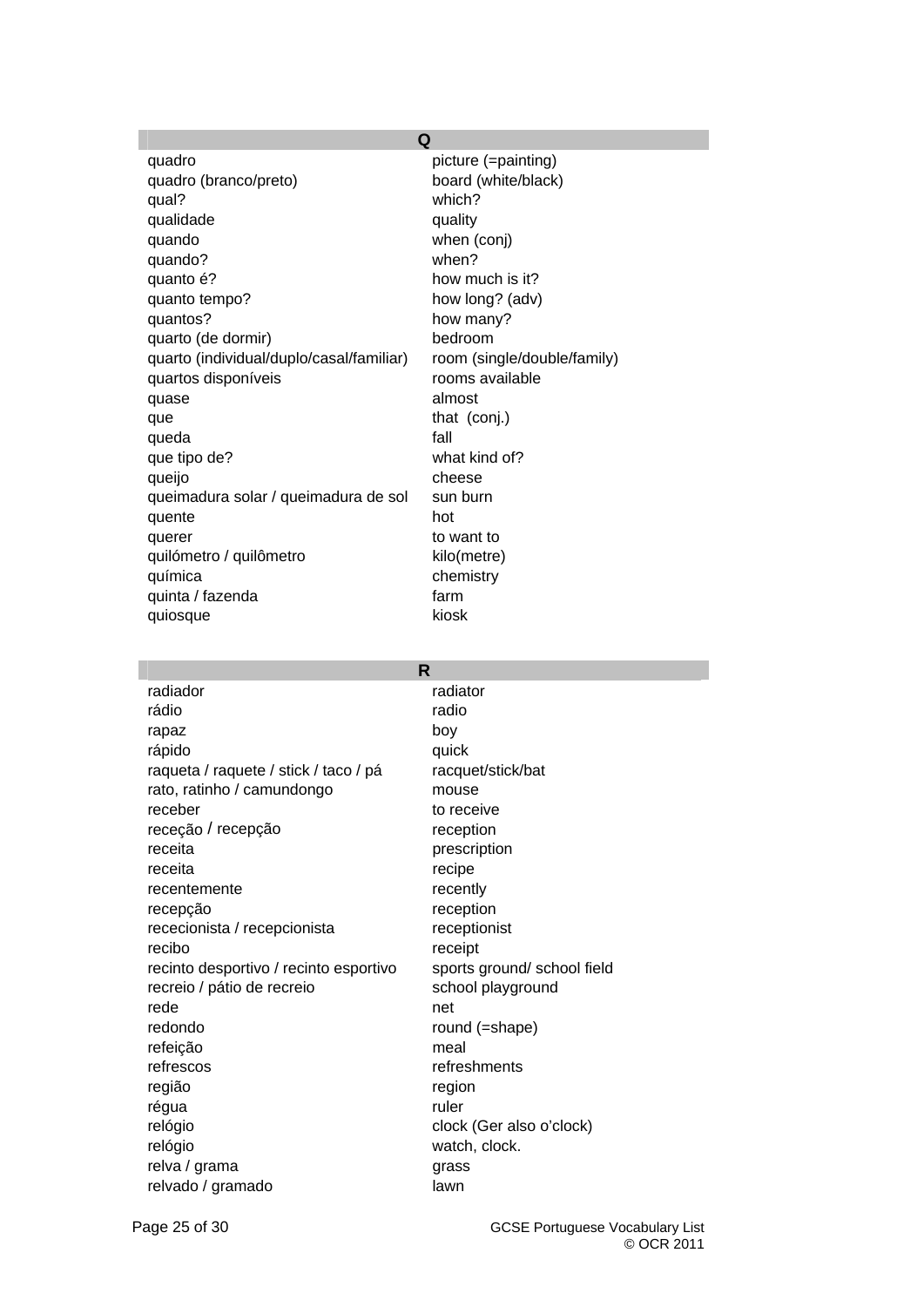| Q | |
|---|---|
| quadro | picture (=painting) |
| quadro (branco/preto) | board (white/black) |
| qual? | which? |
| qualidade | quality |
| quando | when (conj) |
| quando? | when? |
| quanto é? | how much is it? |
| quanto tempo? | how long? (adv) |
| quantos? | how many? |
| quarto (de dormir) | bedroom |
| quarto (individual/duplo/casal/familiar) | room (single/double/family) |
| quartos disponíveis | rooms available |
| quase | almost |
| que | that (conj.) |
| queda | fall |
| que tipo de? | what kind of? |
| queijo | cheese |
| queimadura solar / queimadura de sol | sun burn |
| quente | hot |
| querer | to want to |
| quilómetro / quilômetro | kilo(metre) |
| química | chemistry |
| quinta / fazenda | farm |
| quiosque | kiosk |

| R | |
|---|---|
| radiador | radiator |
| rádio | radio |
| rapaz | boy |
| rápido | quick |
| raqueta / raquete / stick / taco / pá | racquet/stick/bat |
| rato, ratinho / camundongo | mouse |
| receber | to receive |
| receção / recepção | reception |
| receita | prescription |
| receita | recipe |
| recentemente | recently |
| recepção | reception |
| rececionista / recepcionista | receptionist |
| recibo | receipt |
| recinto desportivo / recinto esportivo | sports ground/ school field |
| recreio / pátio de recreio | school playground |
| rede | net |
| redondo | round (=shape) |
| refeição | meal |
| refrescos | refreshments |
| região | region |
| régua | ruler |
| relógio | clock (Ger also o'clock) |
| relógio | watch, clock. |
| relva / grama | grass |
| relvado / gramado | lawn |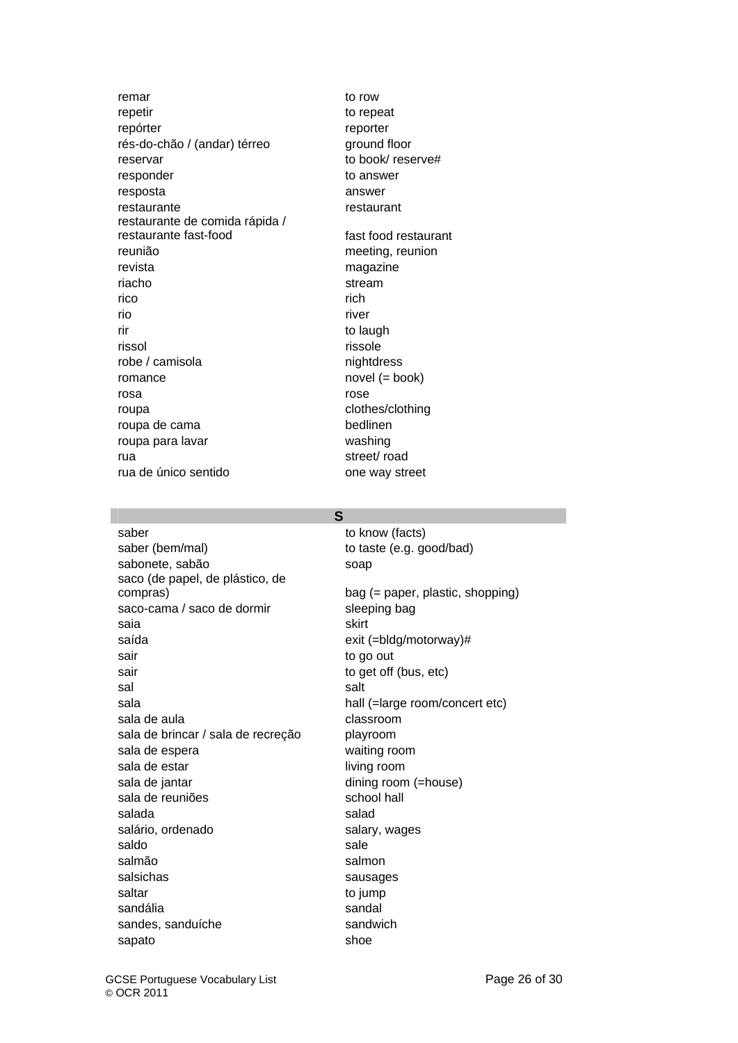| | |
|---|---|
| remar | to row |
| repetir | to repeat |
| repórter | reporter |
| rés-do-chão / (andar) térreo | ground floor |
| reservar | to book/ reserve# |
| responder | to answer |
| resposta | answer |
| restaurante | restaurant |
| restaurante de comida rápida / restaurante fast-food | fast food restaurant |
| reunião | meeting, reunion |
| revista | magazine |
| riacho | stream |
| rico | rich |
| rio | river |
| rir | to laugh |
| rissol | rissole |
| robe / camisola | nightdress |
| romance | novel (= book) |
| rosa | rose |
| roupa | clothes/clothing |
| roupa de cama | bedlinen |
| roupa para lavar | washing |
| rua | street/ road |
| rua de único sentido | one way street |

## S

| | |
|---|---|
| saber | to know (facts) |
| saber (bem/mal) | to taste (e.g. good/bad) |
| sabonete, sabão | soap |
| saco (de papel, de plástico, de compras) | bag (= paper, plastic, shopping) |
| saco-cama / saco de dormir | sleeping bag |
| saia | skirt |
| saída | exit (=bldg/motorway)# |
| sair | to go out |
| sair | to get off (bus, etc) |
| sal | salt |
| sala | hall (=large room/concert etc) |
| sala de aula | classroom |
| sala de brincar / sala de recreção | playroom |
| sala de espera | waiting room |
| sala de estar | living room |
| sala de jantar | dining room (=house) |
| sala de reuniões | school hall |
| salada | salad |
| salário, ordenado | salary, wages |
| saldo | sale |
| salmão | salmon |
| salsichas | sausages |
| saltar | to jump |
| sandália | sandal |
| sandes, sanduíche | sandwich |
| sapato | shoe |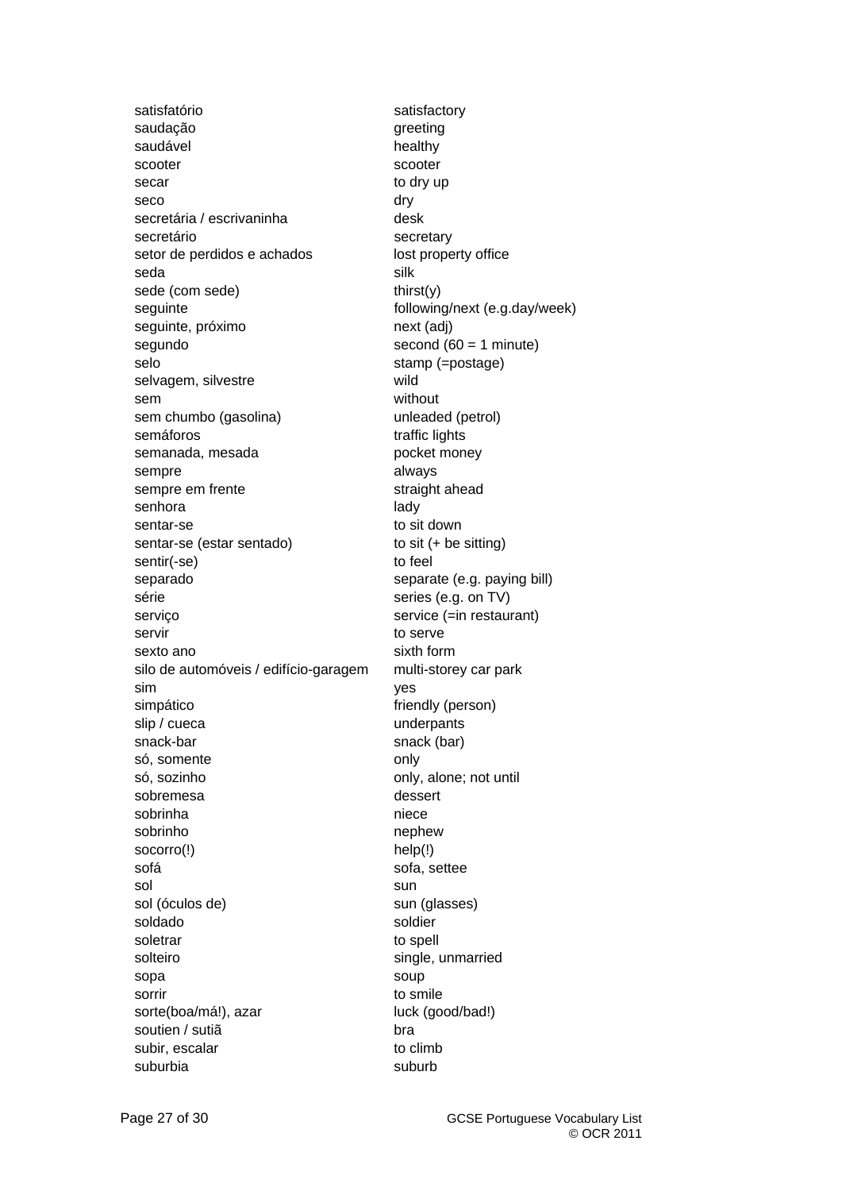| | |
|---|---|
| satisfatório | satisfactory |
| saudação | greeting |
| saudável | healthy |
| scooter | scooter |
| secar | to dry up |
| seco | dry |
| secretária / escrivaninha | desk |
| secretário | secretary |
| setor de perdidos e achados | lost property office |
| seda | silk |
| sede (com sede) | thirst(y) |
| seguinte | following/next (e.g.day/week) |
| seguinte, próximo | next (adj) |
| segundo | second (60 = 1 minute) |
| selo | stamp (=postage) |
| selvagem, silvestre | wild |
| sem | without |
| sem chumbo (gasolina) | unleaded (petrol) |
| semáforos | traffic lights |
| semanada, mesada | pocket money |
| sempre | always |
| sempre em frente | straight ahead |
| senhora | lady |
| sentar-se | to sit down |
| sentar-se (estar sentado) | to sit (+ be sitting) |
| sentir(-se) | to feel |
| separado | separate (e.g. paying bill) |
| série | series (e.g. on TV) |
| serviço | service (=in restaurant) |
| servir | to serve |
| sexto ano | sixth form |
| silo de automóveis / edifício-garagem | multi-storey car park |
| sim | yes |
| simpático | friendly (person) |
| slip / cueca | underpants |
| snack-bar | snack (bar) |
| só, somente | only |
| só, sozinho | only, alone; not until |
| sobremesa | dessert |
| sobrinha | niece |
| sobrinho | nephew |
| socorro(!) | help(!) |
| sofá | sofa, settee |
| sol | sun |
| sol (óculos de) | sun (glasses) |
| soldado | soldier |
| soletrar | to spell |
| solteiro | single, unmarried |
| sopa | soup |
| sorrir | to smile |
| sorte(boa/má!), azar | luck (good/bad!) |
| soutien / sutiã | bra |
| subir, escalar | to climb |
| suburbia | suburb |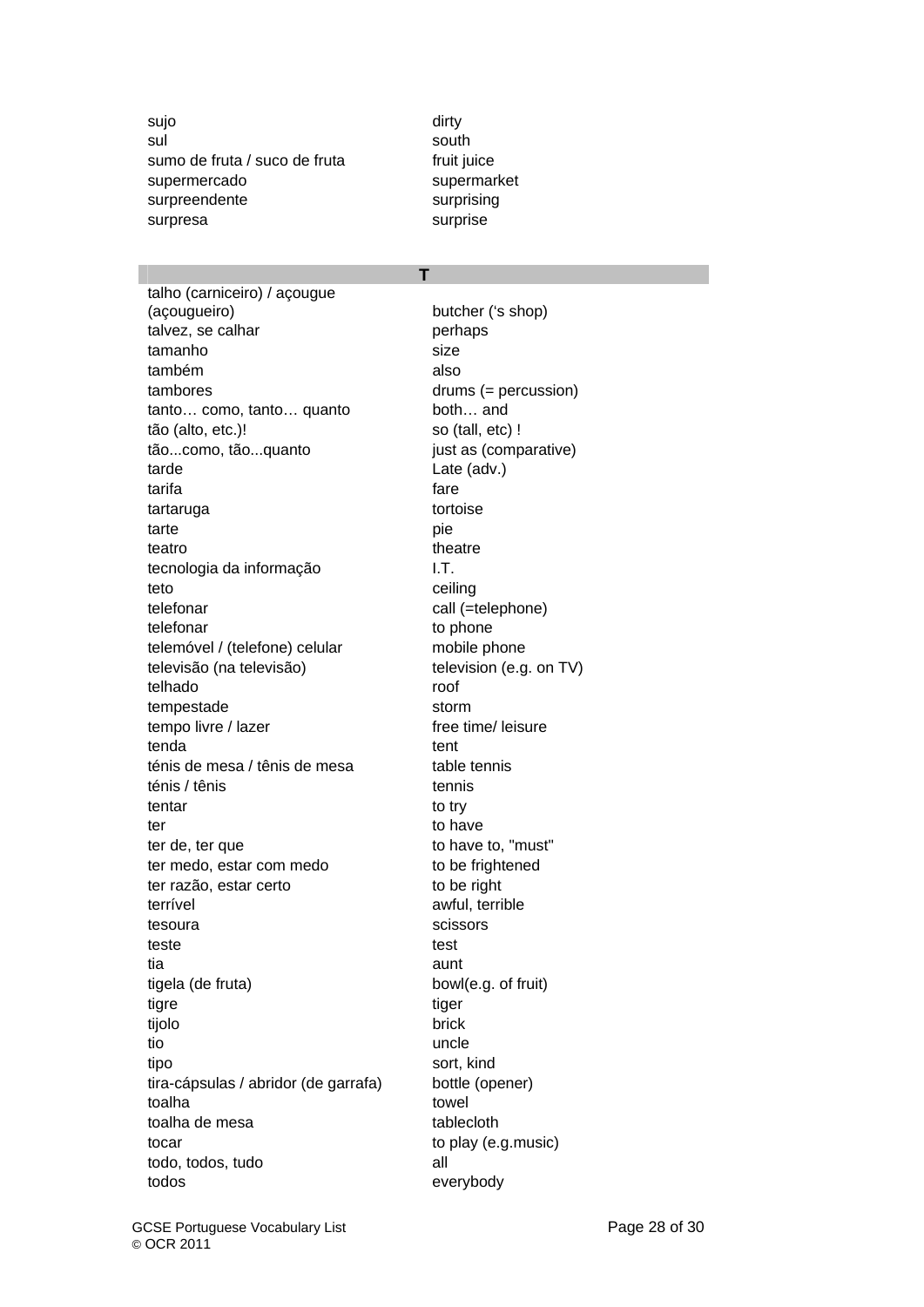| | |
|---|---|
| sujo | dirty |
| sul | south |
| sumo de fruta / suco de fruta | fruit juice |
| supermercado | supermarket |
| surpreendente | surprising |
| surpresa | surprise |

## T

| | |
|---|---|
| talho (carniceiro) / açougue (açougueiro) | butcher ('s shop) |
| talvez, se calhar | perhaps |
| tamanho | size |
| também | also |
| tambores | drums (= percussion) |
| tanto… como, tanto… quanto | both… and |
| tão (alto, etc.)! | so (tall, etc) ! |
| tão...como, tão...quanto | just as (comparative) |
| tarde | Late (adv.) |
| tarifa | fare |
| tartaruga | tortoise |
| tarte | pie |
| teatro | theatre |
| tecnologia da informação | I.T. |
| teto | ceiling |
| telefonar | call (=telephone) |
| telefonar | to phone |
| telemóvel / (telefone) celular | mobile phone |
| televisão (na televisão) | television (e.g. on TV) |
| telhado | roof |
| tempestade | storm |
| tempo livre / lazer | free time/ leisure |
| tenda | tent |
| ténis de mesa / tênis de mesa | table tennis |
| ténis / tênis | tennis |
| tentar | to try |
| ter | to have |
| ter de, ter que | to have to, "must" |
| ter medo, estar com medo | to be frightened |
| ter razão, estar certo | to be right |
| terrível | awful, terrible |
| tesoura | scissors |
| teste | test |
| tia | aunt |
| tigela (de fruta) | bowl(e.g. of fruit) |
| tigre | tiger |
| tijolo | brick |
| tio | uncle |
| tipo | sort, kind |
| tira-cápsulas / abridor (de garrafa) | bottle (opener) |
| toalha | towel |
| toalha de mesa | tablecloth |
| tocar | to play (e.g.music) |
| todo, todos, tudo | all |
| todos | everybody |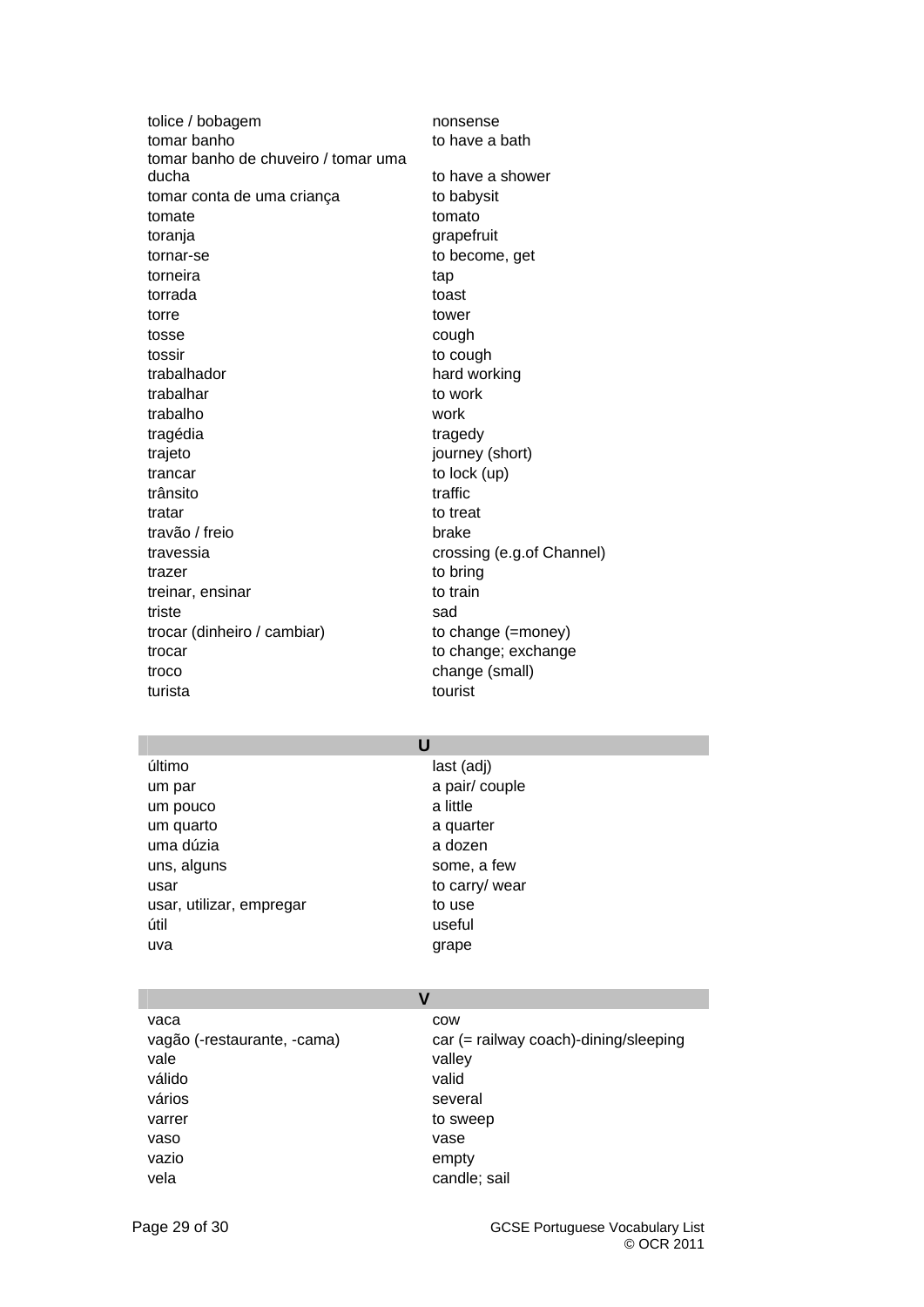| | |
|---|---|
| tolice / bobagem | nonsense |
| tomar banho | to have a bath |
| tomar banho de chuveiro / tomar uma ducha | to have a shower |
| tomar conta de uma criança | to babysit |
| tomate | tomato |
| toranja | grapefruit |
| tornar-se | to become, get |
| torneira | tap |
| torrada | toast |
| torre | tower |
| tosse | cough |
| tossir | to cough |
| trabalhador | hard working |
| trabalhar | to work |
| trabalho | work |
| tragédia | tragedy |
| trajeto | journey (short) |
| trancar | to lock (up) |
| trânsito | traffic |
| tratar | to treat |
| travão / freio | brake |
| travessia | crossing (e.g.of Channel) |
| trazer | to bring |
| treinar, ensinar | to train |
| triste | sad |
| trocar (dinheiro / cambiar) | to change (=money) |
| trocar | to change; exchange |
| troco | change (small) |
| turista | tourist |

## U

| | |
|---|---|
| último | last (adj) |
| um par | a pair/ couple |
| um pouco | a little |
| um quarto | a quarter |
| uma dúzia | a dozen |
| uns, alguns | some, a few |
| usar | to carry/ wear |
| usar, utilizar, empregar | to use |
| útil | useful |
| uva | grape |

## V

| | |
|---|---|
| vaca | cow |
| vagão (-restaurante, -cama) | car (= railway coach)-dining/sleeping |
| vale | valley |
| válido | valid |
| vários | several |
| varrer | to sweep |
| vaso | vase |
| vazio | empty |
| vela | candle; sail |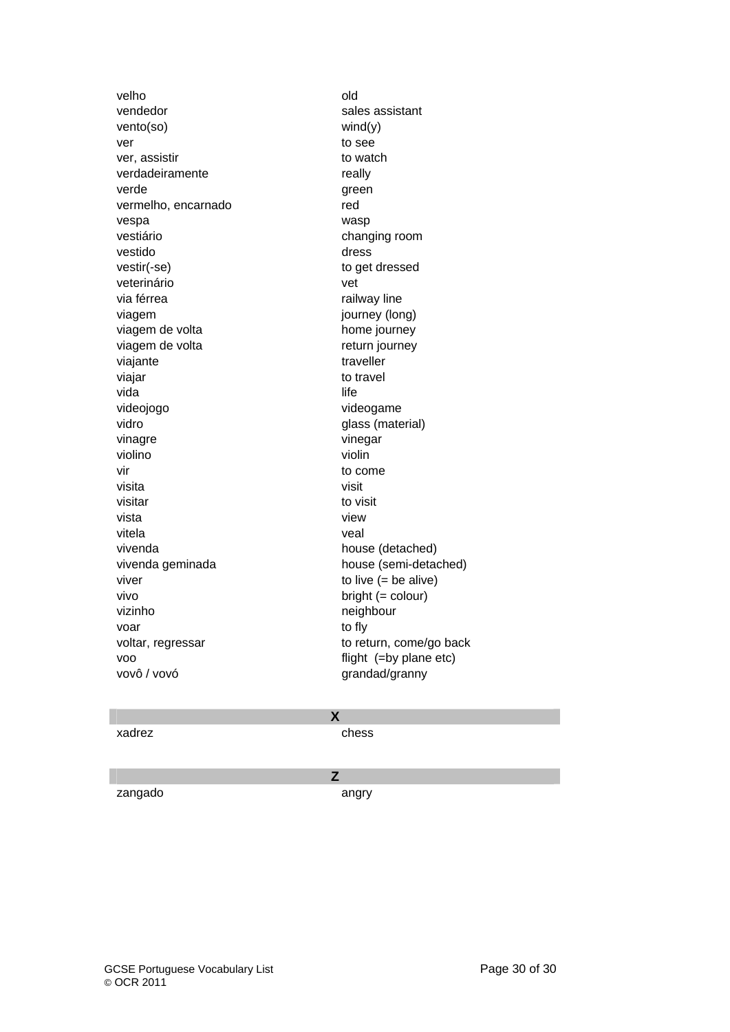| | |
|---|---|
| velho | old |
| vendedor | sales assistant |
| vento(so) | wind(y) |
| ver | to see |
| ver, assistir | to watch |
| verdadeiramente | really |
| verde | green |
| vermelho, encarnado | red |
| vespa | wasp |
| vestiário | changing room |
| vestido | dress |
| vestir(-se) | to get dressed |
| veterinário | vet |
| via férrea | railway line |
| viagem | journey (long) |
| viagem de volta | home journey |
| viagem de volta | return journey |
| viajante | traveller |
| viajar | to travel |
| vida | life |
| videojogo | videogame |
| vidro | glass (material) |
| vinagre | vinegar |
| violino | violin |
| vir | to come |
| visita | visit |
| visitar | to visit |
| vista | view |
| vitela | veal |
| vivenda | house (detached) |
| vivenda geminada | house (semi-detached) |
| viver | to live (= be alive) |
| vivo | bright (= colour) |
| vizinho | neighbour |
| voar | to fly |
| voltar, regressar | to return, come/go back |
| voo | flight (=by plane etc) |
| vovô / vovó | grandad/granny |

| X | |
|---|---|
| xadrez | chess |

| Z | |
|---|---|
| zangado | angry |